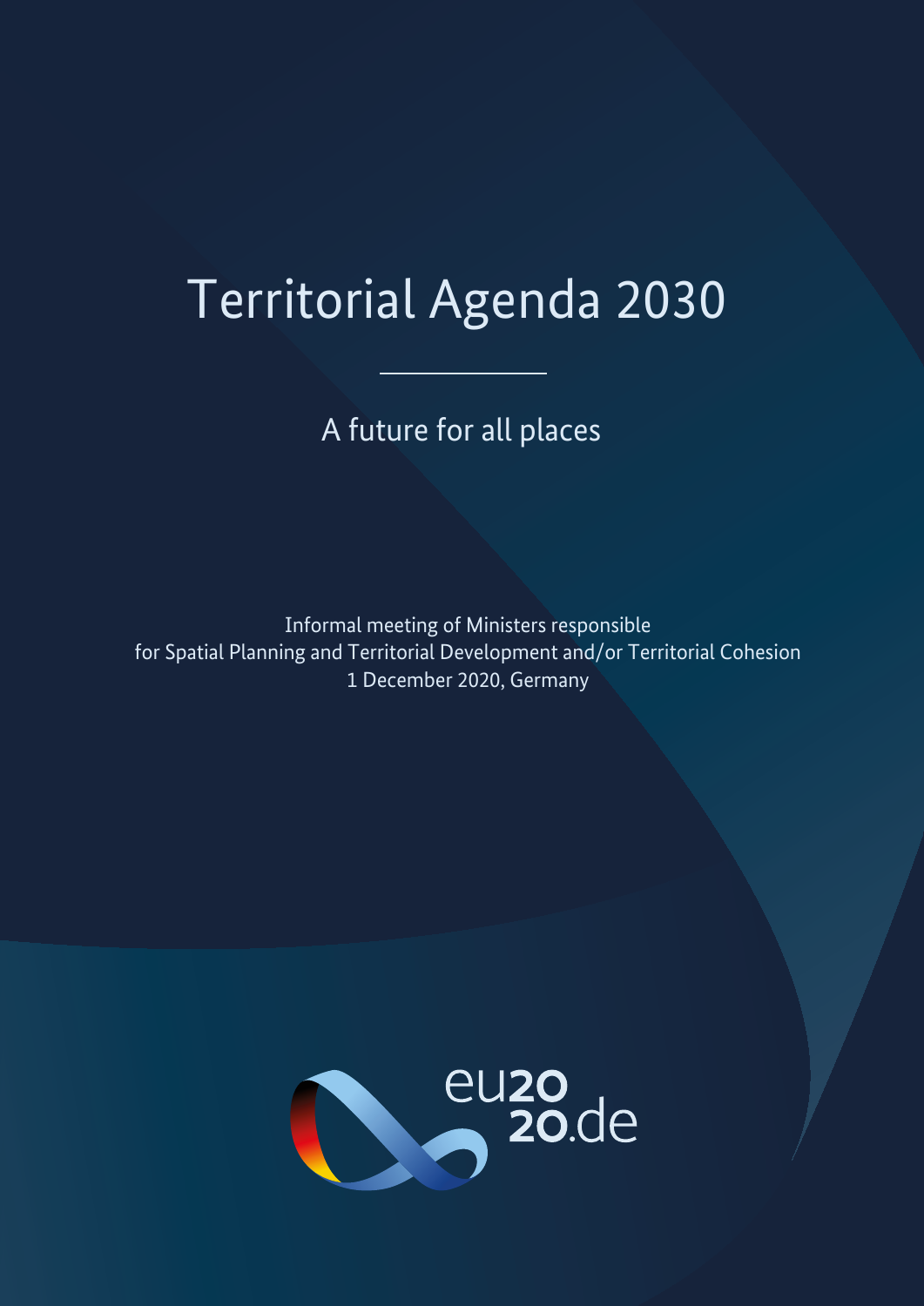# Territorial Agenda 2030

## A future for all places

Informal meeting of Ministers responsible
for Spatial Planning and Territorial Development and/or Territorial Cohesion
1 December 2020, Germany

eu2020.de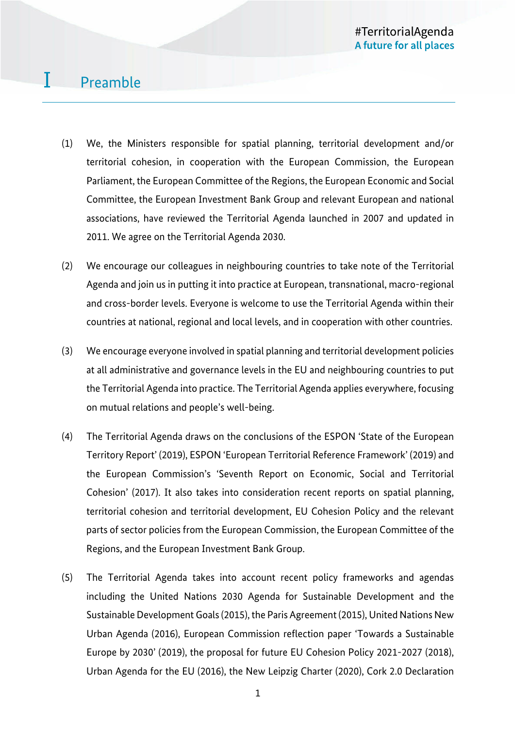# I Preamble

(1) We, the Ministers responsible for spatial planning, territorial development and/or territorial cohesion, in cooperation with the European Commission, the European Parliament, the European Committee of the Regions, the European Economic and Social Committee, the European Investment Bank Group and relevant European and national associations, have reviewed the Territorial Agenda launched in 2007 and updated in 2011. We agree on the Territorial Agenda 2030.

(2) We encourage our colleagues in neighbouring countries to take note of the Territorial Agenda and join us in putting it into practice at European, transnational, macro-regional and cross-border levels. Everyone is welcome to use the Territorial Agenda within their countries at national, regional and local levels, and in cooperation with other countries.

(3) We encourage everyone involved in spatial planning and territorial development policies at all administrative and governance levels in the EU and neighbouring countries to put the Territorial Agenda into practice. The Territorial Agenda applies everywhere, focusing on mutual relations and people's well-being.

(4) The Territorial Agenda draws on the conclusions of the ESPON 'State of the European Territory Report' (2019), ESPON 'European Territorial Reference Framework' (2019) and the European Commission's 'Seventh Report on Economic, Social and Territorial Cohesion' (2017). It also takes into consideration recent reports on spatial planning, territorial cohesion and territorial development, EU Cohesion Policy and the relevant parts of sector policies from the European Commission, the European Committee of the Regions, and the European Investment Bank Group.

(5) The Territorial Agenda takes into account recent policy frameworks and agendas including the United Nations 2030 Agenda for Sustainable Development and the Sustainable Development Goals (2015), the Paris Agreement (2015), United Nations New Urban Agenda (2016), European Commission reflection paper 'Towards a Sustainable Europe by 2030' (2019), the proposal for future EU Cohesion Policy 2021-2027 (2018), Urban Agenda for the EU (2016), the New Leipzig Charter (2020), Cork 2.0 Declaration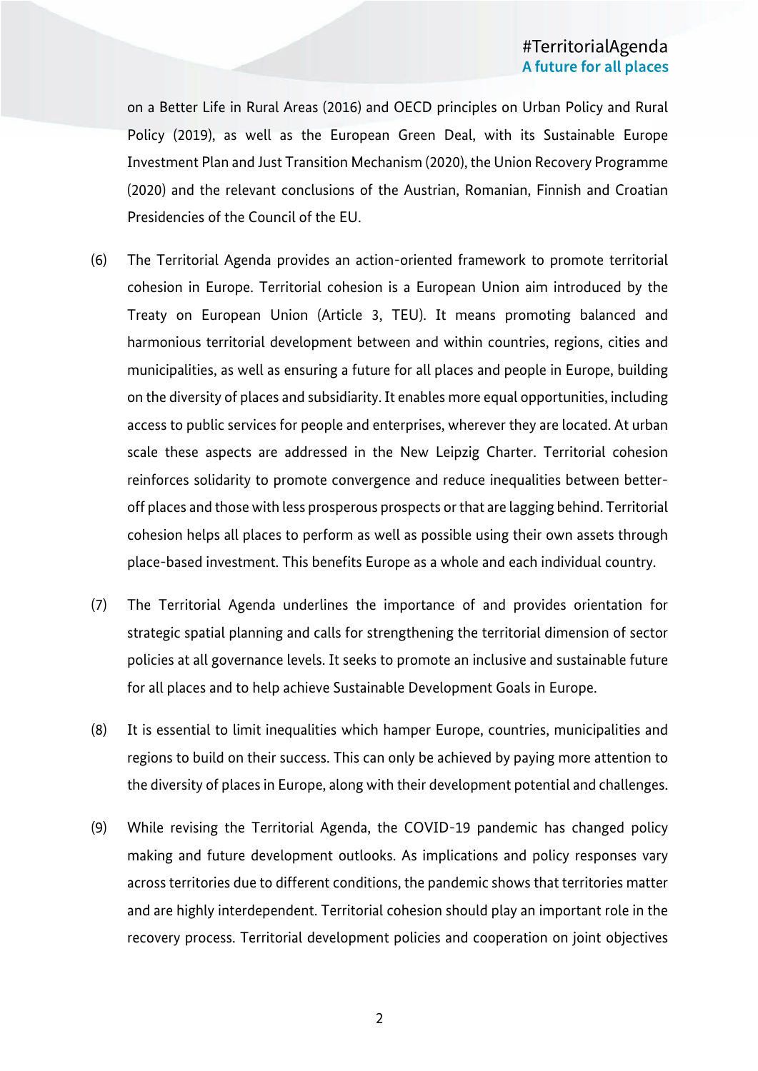on a Better Life in Rural Areas (2016) and OECD principles on Urban Policy and Rural Policy (2019), as well as the European Green Deal, with its Sustainable Europe Investment Plan and Just Transition Mechanism (2020), the Union Recovery Programme (2020) and the relevant conclusions of the Austrian, Romanian, Finnish and Croatian Presidencies of the Council of the EU.

(6) The Territorial Agenda provides an action-oriented framework to promote territorial cohesion in Europe. Territorial cohesion is a European Union aim introduced by the Treaty on European Union (Article 3, TEU). It means promoting balanced and harmonious territorial development between and within countries, regions, cities and municipalities, as well as ensuring a future for all places and people in Europe, building on the diversity of places and subsidiarity. It enables more equal opportunities, including access to public services for people and enterprises, wherever they are located. At urban scale these aspects are addressed in the New Leipzig Charter. Territorial cohesion reinforces solidarity to promote convergence and reduce inequalities between better-off places and those with less prosperous prospects or that are lagging behind. Territorial cohesion helps all places to perform as well as possible using their own assets through place-based investment. This benefits Europe as a whole and each individual country.

(7) The Territorial Agenda underlines the importance of and provides orientation for strategic spatial planning and calls for strengthening the territorial dimension of sector policies at all governance levels. It seeks to promote an inclusive and sustainable future for all places and to help achieve Sustainable Development Goals in Europe.

(8) It is essential to limit inequalities which hamper Europe, countries, municipalities and regions to build on their success. This can only be achieved by paying more attention to the diversity of places in Europe, along with their development potential and challenges.

(9) While revising the Territorial Agenda, the COVID-19 pandemic has changed policy making and future development outlooks. As implications and policy responses vary across territories due to different conditions, the pandemic shows that territories matter and are highly interdependent. Territorial cohesion should play an important role in the recovery process. Territorial development policies and cooperation on joint objectives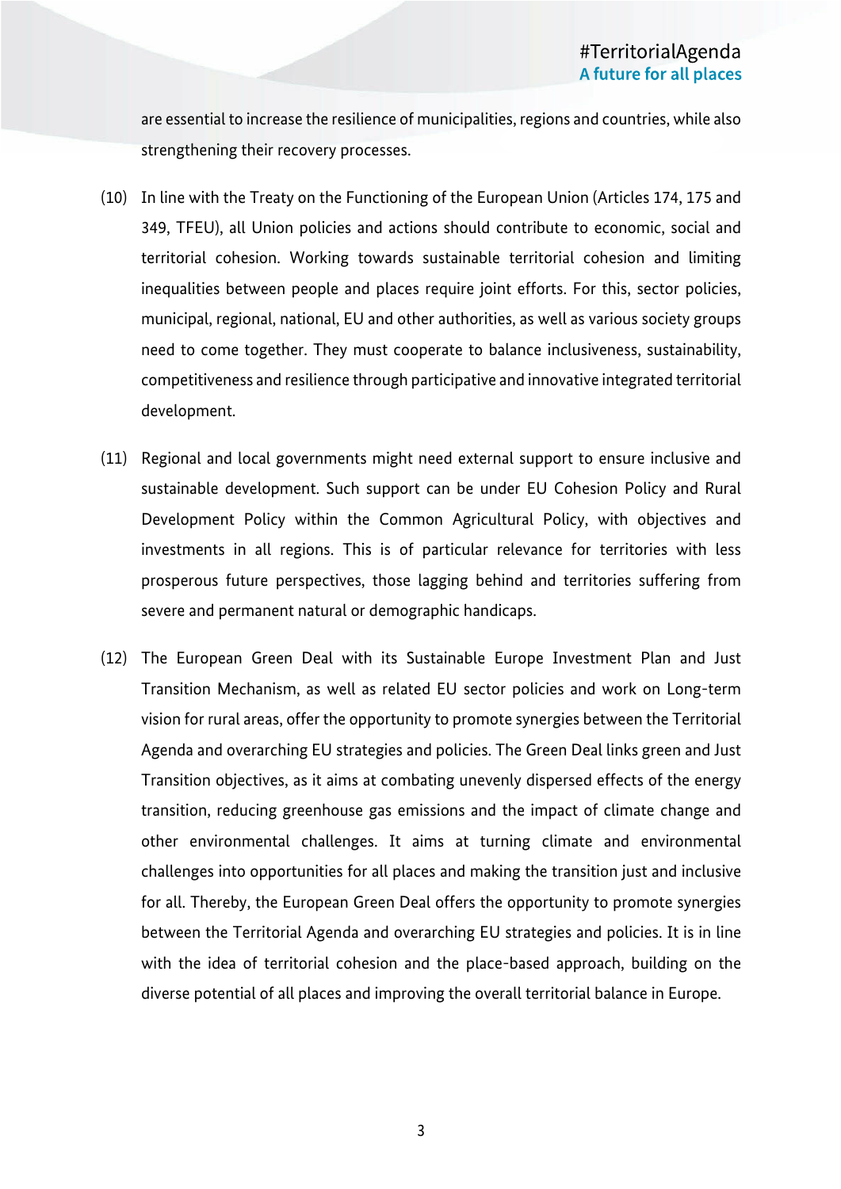are essential to increase the resilience of municipalities, regions and countries, while also strengthening their recovery processes.

(10) In line with the Treaty on the Functioning of the European Union (Articles 174, 175 and 349, TFEU), all Union policies and actions should contribute to economic, social and territorial cohesion. Working towards sustainable territorial cohesion and limiting inequalities between people and places require joint efforts. For this, sector policies, municipal, regional, national, EU and other authorities, as well as various society groups need to come together. They must cooperate to balance inclusiveness, sustainability, competitiveness and resilience through participative and innovative integrated territorial development.

(11) Regional and local governments might need external support to ensure inclusive and sustainable development. Such support can be under EU Cohesion Policy and Rural Development Policy within the Common Agricultural Policy, with objectives and investments in all regions. This is of particular relevance for territories with less prosperous future perspectives, those lagging behind and territories suffering from severe and permanent natural or demographic handicaps.

(12) The European Green Deal with its Sustainable Europe Investment Plan and Just Transition Mechanism, as well as related EU sector policies and work on Long-term vision for rural areas, offer the opportunity to promote synergies between the Territorial Agenda and overarching EU strategies and policies. The Green Deal links green and Just Transition objectives, as it aims at combating unevenly dispersed effects of the energy transition, reducing greenhouse gas emissions and the impact of climate change and other environmental challenges. It aims at turning climate and environmental challenges into opportunities for all places and making the transition just and inclusive for all. Thereby, the European Green Deal offers the opportunity to promote synergies between the Territorial Agenda and overarching EU strategies and policies. It is in line with the idea of territorial cohesion and the place-based approach, building on the diverse potential of all places and improving the overall territorial balance in Europe.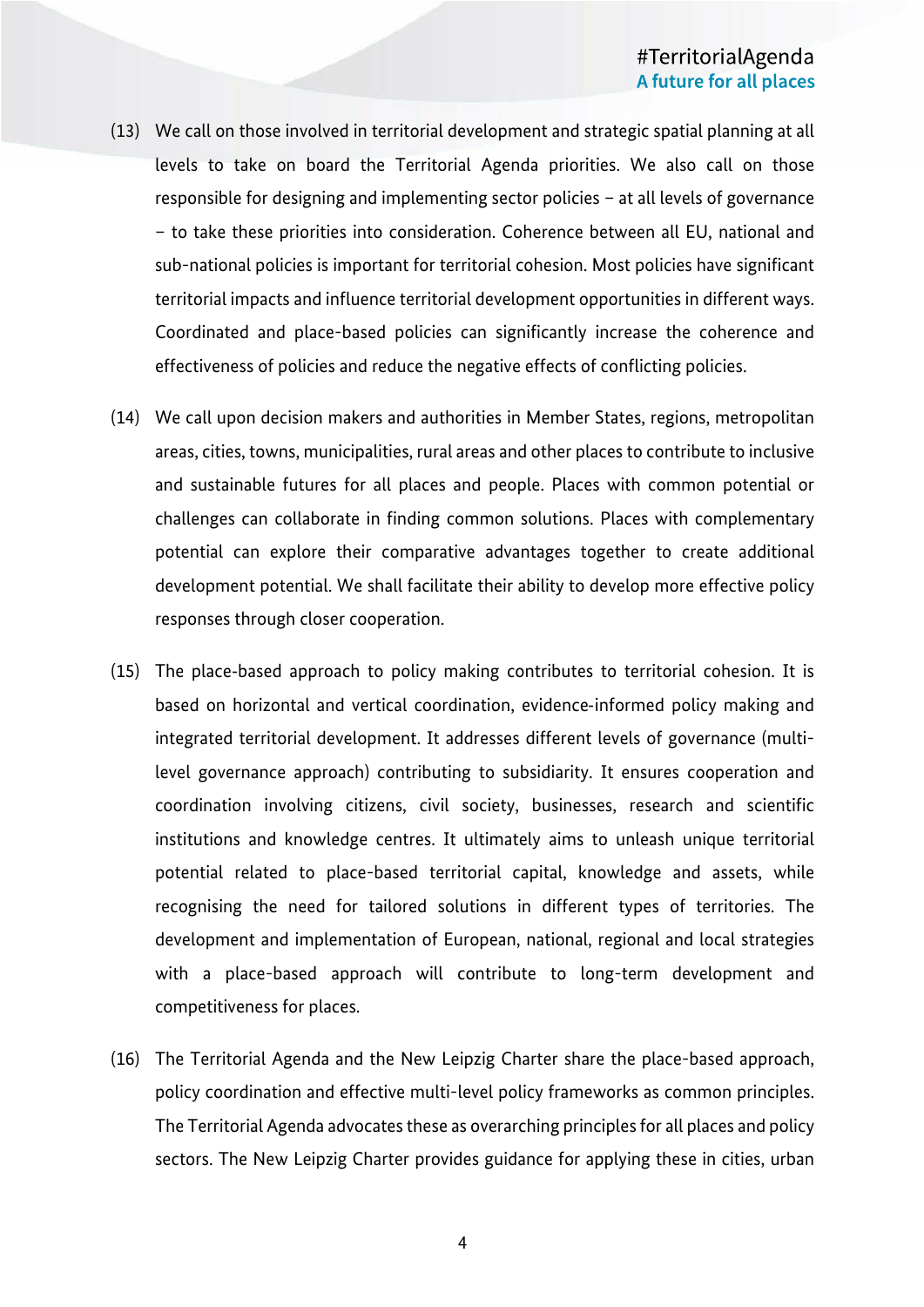(13) We call on those involved in territorial development and strategic spatial planning at all levels to take on board the Territorial Agenda priorities. We also call on those responsible for designing and implementing sector policies – at all levels of governance – to take these priorities into consideration. Coherence between all EU, national and sub-national policies is important for territorial cohesion. Most policies have significant territorial impacts and influence territorial development opportunities in different ways. Coordinated and place-based policies can significantly increase the coherence and effectiveness of policies and reduce the negative effects of conflicting policies.

(14) We call upon decision makers and authorities in Member States, regions, metropolitan areas, cities, towns, municipalities, rural areas and other places to contribute to inclusive and sustainable futures for all places and people. Places with common potential or challenges can collaborate in finding common solutions. Places with complementary potential can explore their comparative advantages together to create additional development potential. We shall facilitate their ability to develop more effective policy responses through closer cooperation.

(15) The place-based approach to policy making contributes to territorial cohesion. It is based on horizontal and vertical coordination, evidence-informed policy making and integrated territorial development. It addresses different levels of governance (multi-level governance approach) contributing to subsidiarity. It ensures cooperation and coordination involving citizens, civil society, businesses, research and scientific institutions and knowledge centres. It ultimately aims to unleash unique territorial potential related to place-based territorial capital, knowledge and assets, while recognising the need for tailored solutions in different types of territories. The development and implementation of European, national, regional and local strategies with a place-based approach will contribute to long-term development and competitiveness for places.

(16) The Territorial Agenda and the New Leipzig Charter share the place-based approach, policy coordination and effective multi-level policy frameworks as common principles. The Territorial Agenda advocates these as overarching principles for all places and policy sectors. The New Leipzig Charter provides guidance for applying these in cities, urban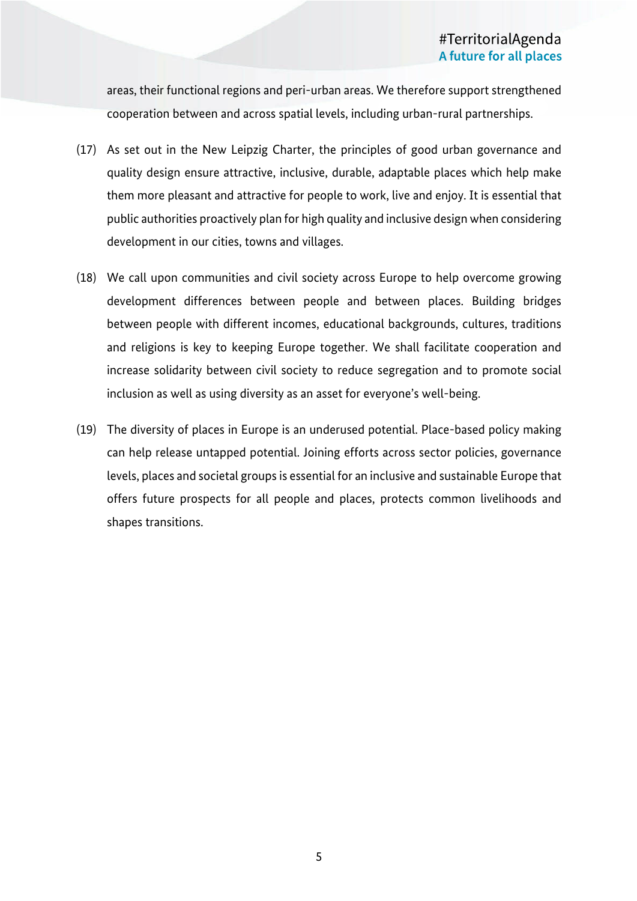areas, their functional regions and peri-urban areas. We therefore support strengthened cooperation between and across spatial levels, including urban-rural partnerships.

(17) As set out in the New Leipzig Charter, the principles of good urban governance and quality design ensure attractive, inclusive, durable, adaptable places which help make them more pleasant and attractive for people to work, live and enjoy. It is essential that public authorities proactively plan for high quality and inclusive design when considering development in our cities, towns and villages.

(18) We call upon communities and civil society across Europe to help overcome growing development differences between people and between places. Building bridges between people with different incomes, educational backgrounds, cultures, traditions and religions is key to keeping Europe together. We shall facilitate cooperation and increase solidarity between civil society to reduce segregation and to promote social inclusion as well as using diversity as an asset for everyone's well-being.

(19) The diversity of places in Europe is an underused potential. Place-based policy making can help release untapped potential. Joining efforts across sector policies, governance levels, places and societal groups is essential for an inclusive and sustainable Europe that offers future prospects for all people and places, protects common livelihoods and shapes transitions.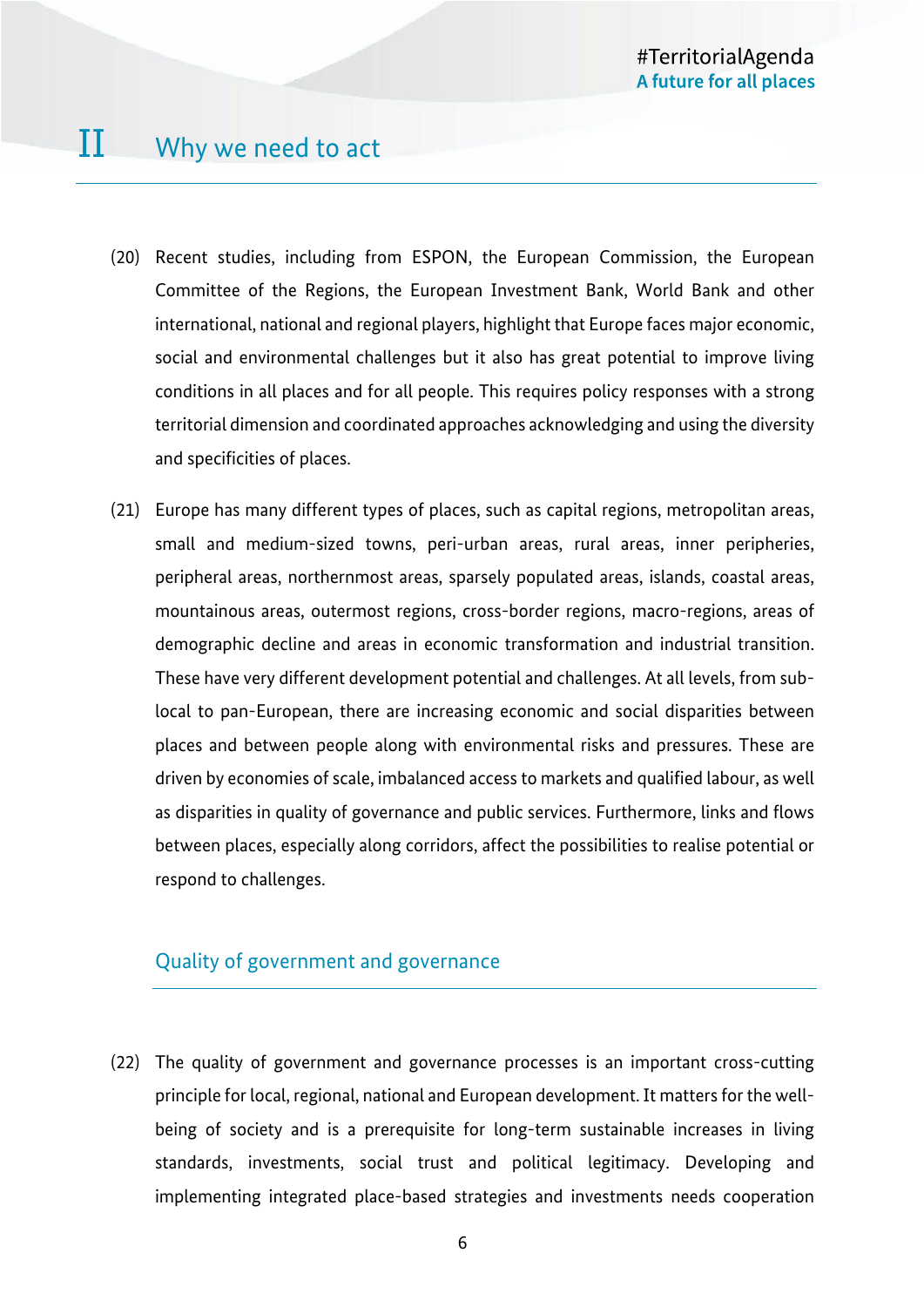# II Why we need to act

(20) Recent studies, including from ESPON, the European Commission, the European Committee of the Regions, the European Investment Bank, World Bank and other international, national and regional players, highlight that Europe faces major economic, social and environmental challenges but it also has great potential to improve living conditions in all places and for all people. This requires policy responses with a strong territorial dimension and coordinated approaches acknowledging and using the diversity and specificities of places.

(21) Europe has many different types of places, such as capital regions, metropolitan areas, small and medium-sized towns, peri-urban areas, rural areas, inner peripheries, peripheral areas, northernmost areas, sparsely populated areas, islands, coastal areas, mountainous areas, outermost regions, cross-border regions, macro-regions, areas of demographic decline and areas in economic transformation and industrial transition. These have very different development potential and challenges. At all levels, from sub-local to pan-European, there are increasing economic and social disparities between places and between people along with environmental risks and pressures. These are driven by economies of scale, imbalanced access to markets and qualified labour, as well as disparities in quality of governance and public services. Furthermore, links and flows between places, especially along corridors, affect the possibilities to realise potential or respond to challenges.

## Quality of government and governance

(22) The quality of government and governance processes is an important cross-cutting principle for local, regional, national and European development. It matters for the well-being of society and is a prerequisite for long-term sustainable increases in living standards, investments, social trust and political legitimacy. Developing and implementing integrated place-based strategies and investments needs cooperation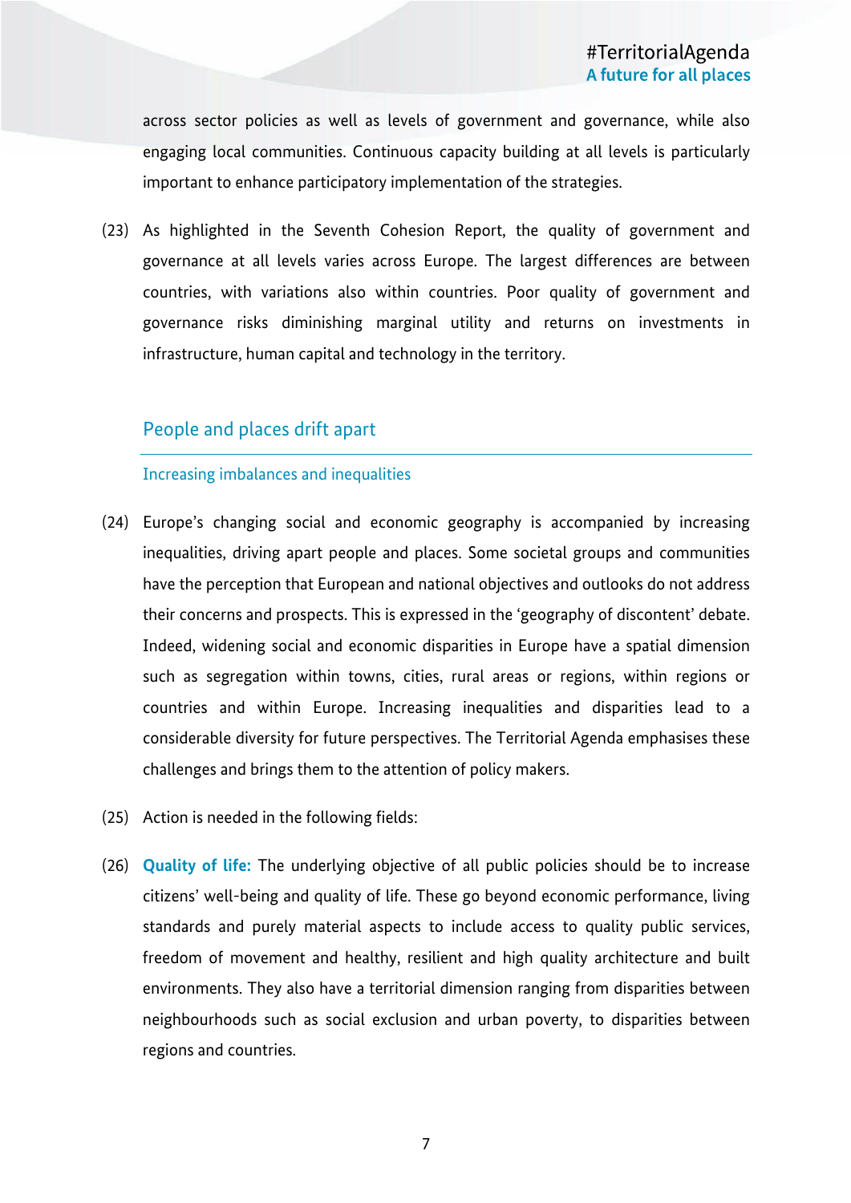across sector policies as well as levels of government and governance, while also engaging local communities. Continuous capacity building at all levels is particularly important to enhance participatory implementation of the strategies.

(23) As highlighted in the Seventh Cohesion Report, the quality of government and governance at all levels varies across Europe. The largest differences are between countries, with variations also within countries. Poor quality of government and governance risks diminishing marginal utility and returns on investments in infrastructure, human capital and technology in the territory.

## People and places drift apart

### Increasing imbalances and inequalities

(24) Europe's changing social and economic geography is accompanied by increasing inequalities, driving apart people and places. Some societal groups and communities have the perception that European and national objectives and outlooks do not address their concerns and prospects. This is expressed in the 'geography of discontent' debate. Indeed, widening social and economic disparities in Europe have a spatial dimension such as segregation within towns, cities, rural areas or regions, within regions or countries and within Europe. Increasing inequalities and disparities lead to a considerable diversity for future perspectives. The Territorial Agenda emphasises these challenges and brings them to the attention of policy makers.

(25) Action is needed in the following fields:

(26) **Quality of life:** The underlying objective of all public policies should be to increase citizens' well-being and quality of life. These go beyond economic performance, living standards and purely material aspects to include access to quality public services, freedom of movement and healthy, resilient and high quality architecture and built environments. They also have a territorial dimension ranging from disparities between neighbourhoods such as social exclusion and urban poverty, to disparities between regions and countries.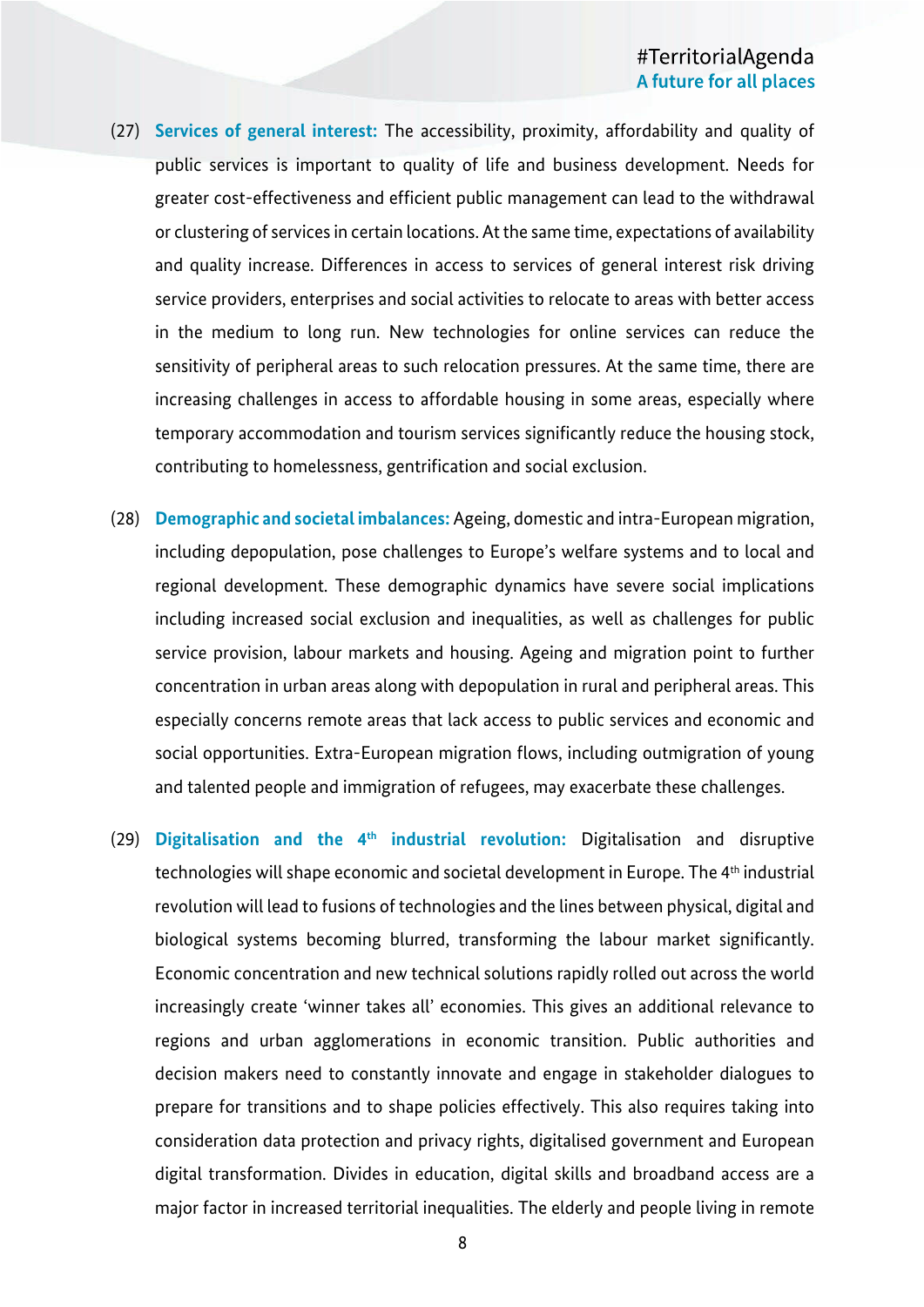(27) **Services of general interest:** The accessibility, proximity, affordability and quality of public services is important to quality of life and business development. Needs for greater cost-effectiveness and efficient public management can lead to the withdrawal or clustering of services in certain locations. At the same time, expectations of availability and quality increase. Differences in access to services of general interest risk driving service providers, enterprises and social activities to relocate to areas with better access in the medium to long run. New technologies for online services can reduce the sensitivity of peripheral areas to such relocation pressures. At the same time, there are increasing challenges in access to affordable housing in some areas, especially where temporary accommodation and tourism services significantly reduce the housing stock, contributing to homelessness, gentrification and social exclusion.

(28) **Demographic and societal imbalances:** Ageing, domestic and intra-European migration, including depopulation, pose challenges to Europe's welfare systems and to local and regional development. These demographic dynamics have severe social implications including increased social exclusion and inequalities, as well as challenges for public service provision, labour markets and housing. Ageing and migration point to further concentration in urban areas along with depopulation in rural and peripheral areas. This especially concerns remote areas that lack access to public services and economic and social opportunities. Extra-European migration flows, including outmigration of young and talented people and immigration of refugees, may exacerbate these challenges.

(29) **Digitalisation and the 4th industrial revolution:** Digitalisation and disruptive technologies will shape economic and societal development in Europe. The 4th industrial revolution will lead to fusions of technologies and the lines between physical, digital and biological systems becoming blurred, transforming the labour market significantly. Economic concentration and new technical solutions rapidly rolled out across the world increasingly create 'winner takes all' economies. This gives an additional relevance to regions and urban agglomerations in economic transition. Public authorities and decision makers need to constantly innovate and engage in stakeholder dialogues to prepare for transitions and to shape policies effectively. This also requires taking into consideration data protection and privacy rights, digitalised government and European digital transformation. Divides in education, digital skills and broadband access are a major factor in increased territorial inequalities. The elderly and people living in remote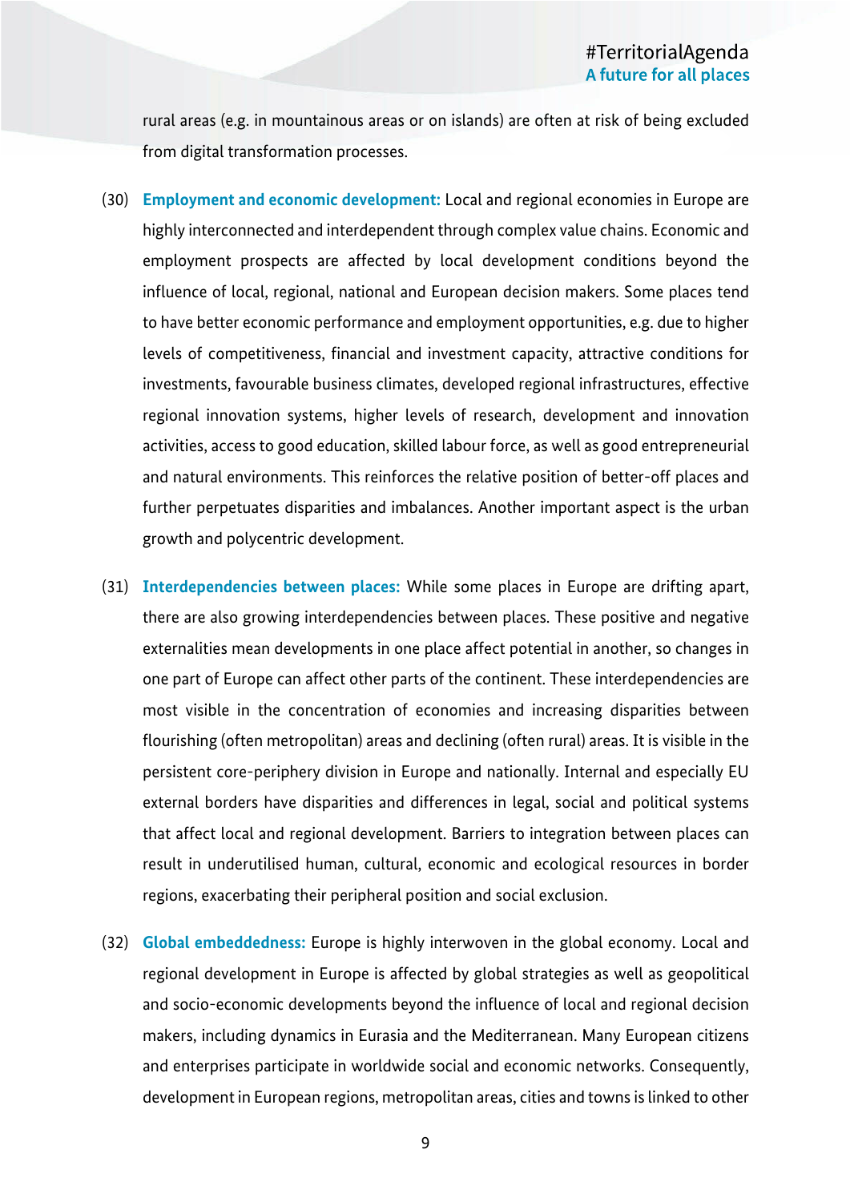rural areas (e.g. in mountainous areas or on islands) are often at risk of being excluded from digital transformation processes.

(30) **Employment and economic development:** Local and regional economies in Europe are highly interconnected and interdependent through complex value chains. Economic and employment prospects are affected by local development conditions beyond the influence of local, regional, national and European decision makers. Some places tend to have better economic performance and employment opportunities, e.g. due to higher levels of competitiveness, financial and investment capacity, attractive conditions for investments, favourable business climates, developed regional infrastructures, effective regional innovation systems, higher levels of research, development and innovation activities, access to good education, skilled labour force, as well as good entrepreneurial and natural environments. This reinforces the relative position of better-off places and further perpetuates disparities and imbalances. Another important aspect is the urban growth and polycentric development.

(31) **Interdependencies between places:** While some places in Europe are drifting apart, there are also growing interdependencies between places. These positive and negative externalities mean developments in one place affect potential in another, so changes in one part of Europe can affect other parts of the continent. These interdependencies are most visible in the concentration of economies and increasing disparities between flourishing (often metropolitan) areas and declining (often rural) areas. It is visible in the persistent core-periphery division in Europe and nationally. Internal and especially EU external borders have disparities and differences in legal, social and political systems that affect local and regional development. Barriers to integration between places can result in underutilised human, cultural, economic and ecological resources in border regions, exacerbating their peripheral position and social exclusion.

(32) **Global embeddedness:** Europe is highly interwoven in the global economy. Local and regional development in Europe is affected by global strategies as well as geopolitical and socio-economic developments beyond the influence of local and regional decision makers, including dynamics in Eurasia and the Mediterranean. Many European citizens and enterprises participate in worldwide social and economic networks. Consequently, development in European regions, metropolitan areas, cities and towns is linked to other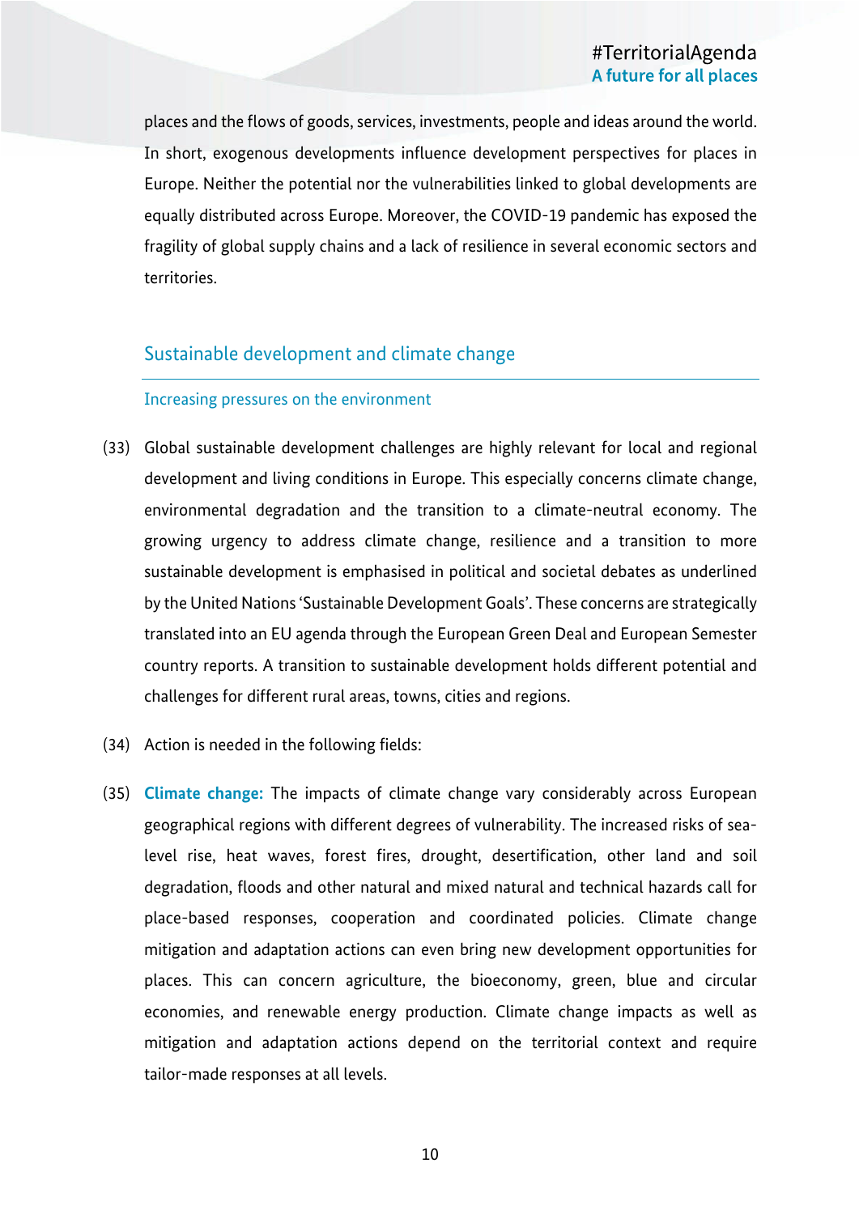places and the flows of goods, services, investments, people and ideas around the world. In short, exogenous developments influence development perspectives for places in Europe. Neither the potential nor the vulnerabilities linked to global developments are equally distributed across Europe. Moreover, the COVID-19 pandemic has exposed the fragility of global supply chains and a lack of resilience in several economic sectors and territories.

## Sustainable development and climate change

### Increasing pressures on the environment

(33) Global sustainable development challenges are highly relevant for local and regional development and living conditions in Europe. This especially concerns climate change, environmental degradation and the transition to a climate-neutral economy. The growing urgency to address climate change, resilience and a transition to more sustainable development is emphasised in political and societal debates as underlined by the United Nations 'Sustainable Development Goals'. These concerns are strategically translated into an EU agenda through the European Green Deal and European Semester country reports. A transition to sustainable development holds different potential and challenges for different rural areas, towns, cities and regions.

(34) Action is needed in the following fields:

(35) **Climate change:** The impacts of climate change vary considerably across European geographical regions with different degrees of vulnerability. The increased risks of sea-level rise, heat waves, forest fires, drought, desertification, other land and soil degradation, floods and other natural and mixed natural and technical hazards call for place-based responses, cooperation and coordinated policies. Climate change mitigation and adaptation actions can even bring new development opportunities for places. This can concern agriculture, the bioeconomy, green, blue and circular economies, and renewable energy production. Climate change impacts as well as mitigation and adaptation actions depend on the territorial context and require tailor-made responses at all levels.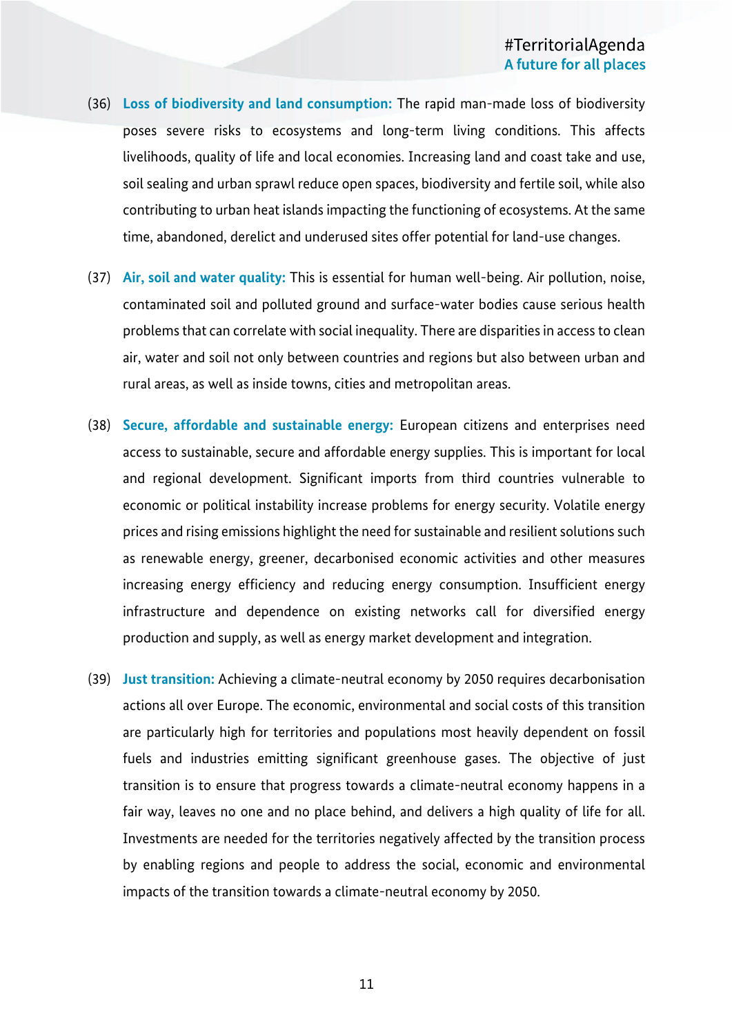(36) **Loss of biodiversity and land consumption:** The rapid man-made loss of biodiversity poses severe risks to ecosystems and long-term living conditions. This affects livelihoods, quality of life and local economies. Increasing land and coast take and use, soil sealing and urban sprawl reduce open spaces, biodiversity and fertile soil, while also contributing to urban heat islands impacting the functioning of ecosystems. At the same time, abandoned, derelict and underused sites offer potential for land-use changes.

(37) **Air, soil and water quality:** This is essential for human well-being. Air pollution, noise, contaminated soil and polluted ground and surface-water bodies cause serious health problems that can correlate with social inequality. There are disparities in access to clean air, water and soil not only between countries and regions but also between urban and rural areas, as well as inside towns, cities and metropolitan areas.

(38) **Secure, affordable and sustainable energy:** European citizens and enterprises need access to sustainable, secure and affordable energy supplies. This is important for local and regional development. Significant imports from third countries vulnerable to economic or political instability increase problems for energy security. Volatile energy prices and rising emissions highlight the need for sustainable and resilient solutions such as renewable energy, greener, decarbonised economic activities and other measures increasing energy efficiency and reducing energy consumption. Insufficient energy infrastructure and dependence on existing networks call for diversified energy production and supply, as well as energy market development and integration.

(39) **Just transition:** Achieving a climate-neutral economy by 2050 requires decarbonisation actions all over Europe. The economic, environmental and social costs of this transition are particularly high for territories and populations most heavily dependent on fossil fuels and industries emitting significant greenhouse gases. The objective of just transition is to ensure that progress towards a climate-neutral economy happens in a fair way, leaves no one and no place behind, and delivers a high quality of life for all. Investments are needed for the territories negatively affected by the transition process by enabling regions and people to address the social, economic and environmental impacts of the transition towards a climate-neutral economy by 2050.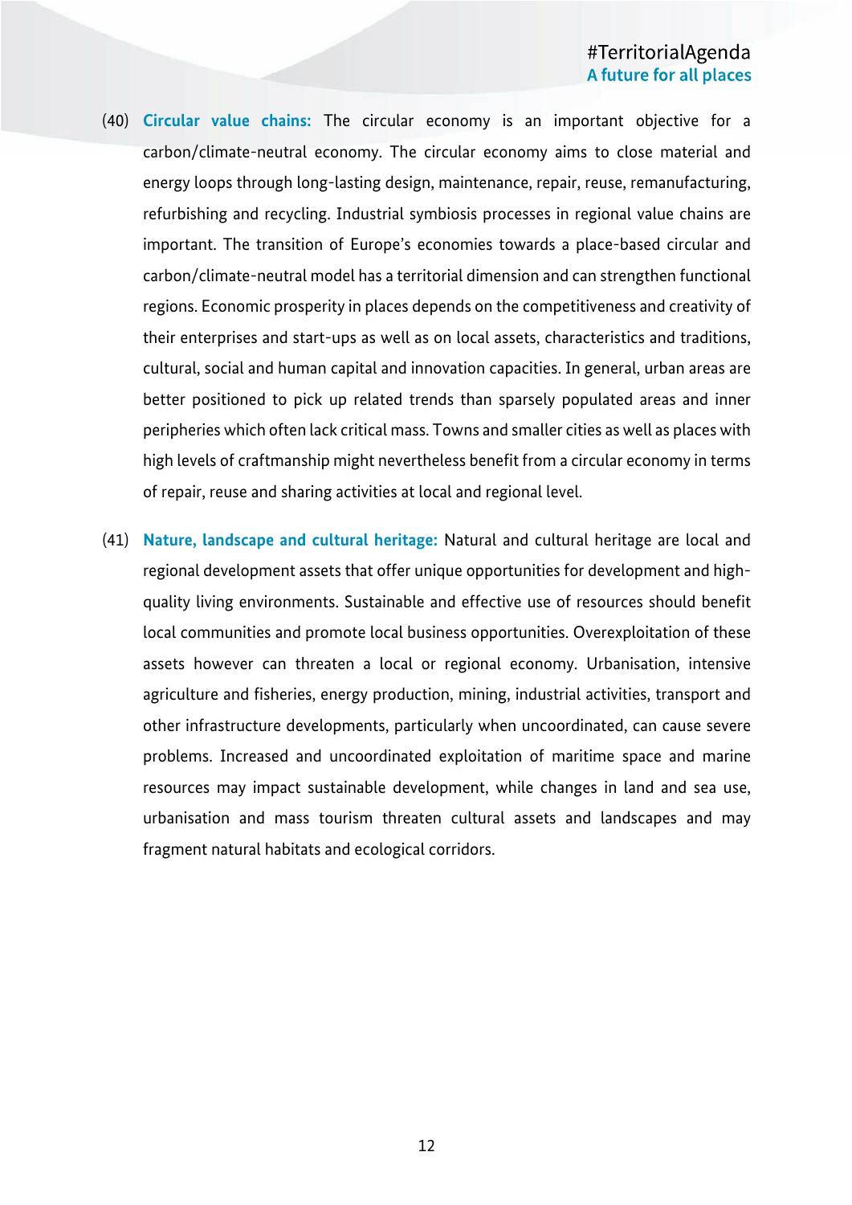(40) **Circular value chains:** The circular economy is an important objective for a carbon/climate-neutral economy. The circular economy aims to close material and energy loops through long-lasting design, maintenance, repair, reuse, remanufacturing, refurbishing and recycling. Industrial symbiosis processes in regional value chains are important. The transition of Europe's economies towards a place-based circular and carbon/climate-neutral model has a territorial dimension and can strengthen functional regions. Economic prosperity in places depends on the competitiveness and creativity of their enterprises and start-ups as well as on local assets, characteristics and traditions, cultural, social and human capital and innovation capacities. In general, urban areas are better positioned to pick up related trends than sparsely populated areas and inner peripheries which often lack critical mass. Towns and smaller cities as well as places with high levels of craftmanship might nevertheless benefit from a circular economy in terms of repair, reuse and sharing activities at local and regional level.

(41) **Nature, landscape and cultural heritage:** Natural and cultural heritage are local and regional development assets that offer unique opportunities for development and high-quality living environments. Sustainable and effective use of resources should benefit local communities and promote local business opportunities. Overexploitation of these assets however can threaten a local or regional economy. Urbanisation, intensive agriculture and fisheries, energy production, mining, industrial activities, transport and other infrastructure developments, particularly when uncoordinated, can cause severe problems. Increased and uncoordinated exploitation of maritime space and marine resources may impact sustainable development, while changes in land and sea use, urbanisation and mass tourism threaten cultural assets and landscapes and may fragment natural habitats and ecological corridors.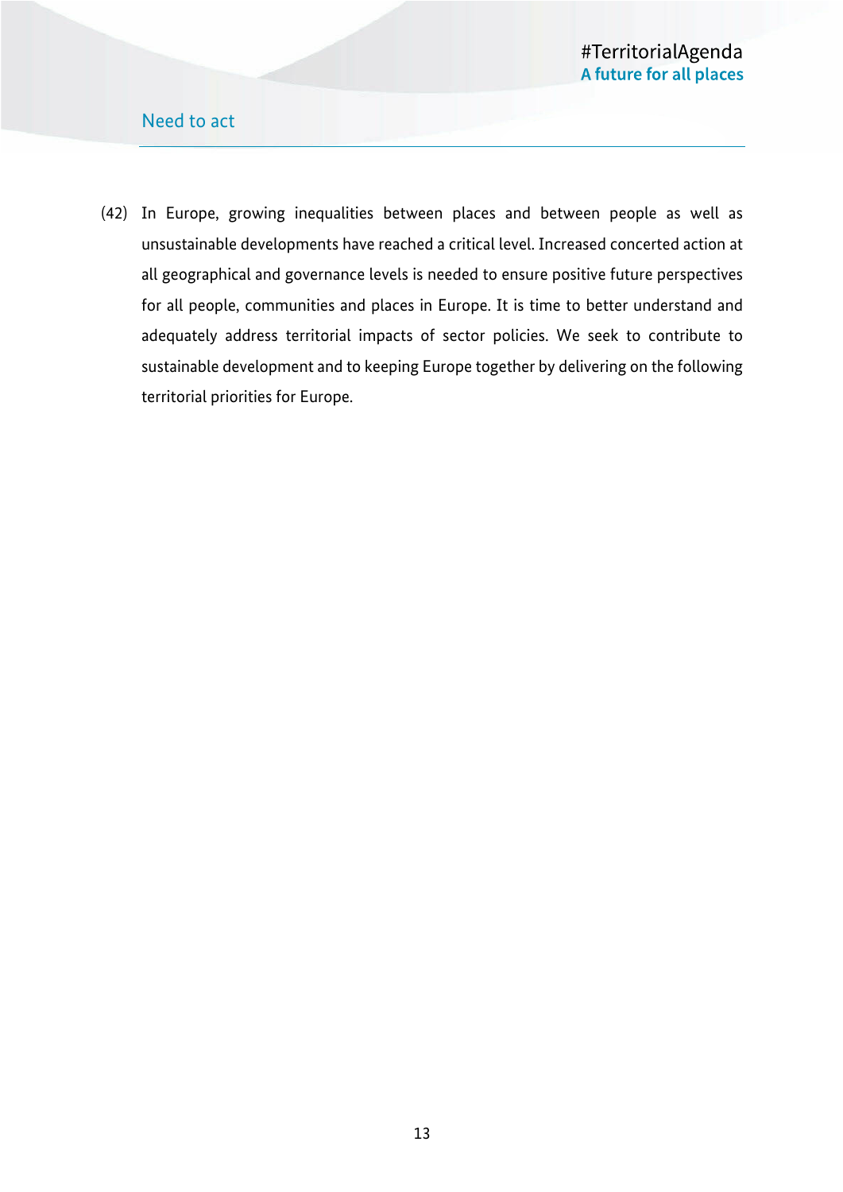## Need to act

(42) In Europe, growing inequalities between places and between people as well as unsustainable developments have reached a critical level. Increased concerted action at all geographical and governance levels is needed to ensure positive future perspectives for all people, communities and places in Europe. It is time to better understand and adequately address territorial impacts of sector policies. We seek to contribute to sustainable development and to keeping Europe together by delivering on the following territorial priorities for Europe.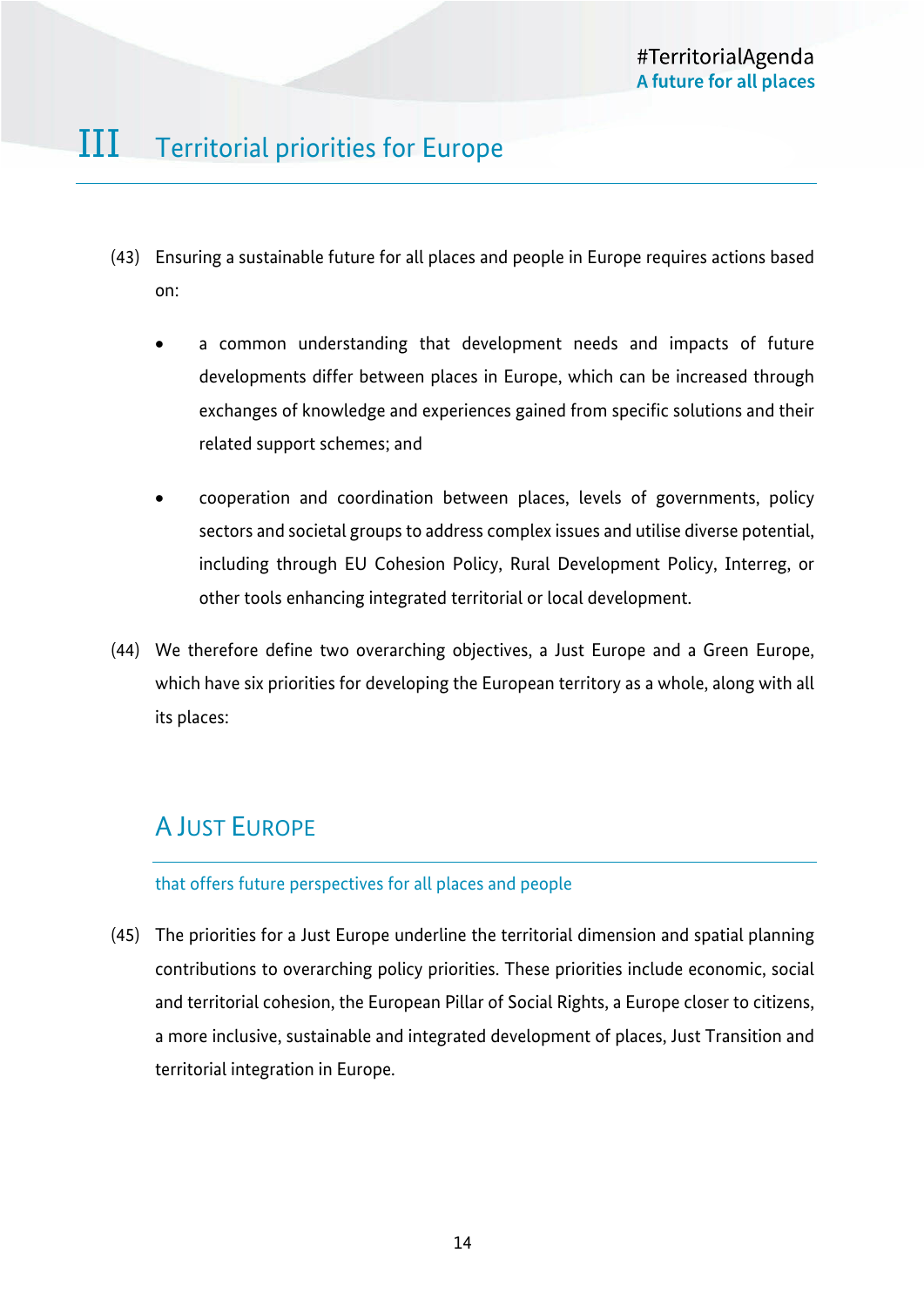# III Territorial priorities for Europe

(43) Ensuring a sustainable future for all places and people in Europe requires actions based on:

- a common understanding that development needs and impacts of future developments differ between places in Europe, which can be increased through exchanges of knowledge and experiences gained from specific solutions and their related support schemes; and
- cooperation and coordination between places, levels of governments, policy sectors and societal groups to address complex issues and utilise diverse potential, including through EU Cohesion Policy, Rural Development Policy, Interreg, or other tools enhancing integrated territorial or local development.

(44) We therefore define two overarching objectives, a Just Europe and a Green Europe, which have six priorities for developing the European territory as a whole, along with all its places:

## A Just Europe

that offers future perspectives for all places and people

(45) The priorities for a Just Europe underline the territorial dimension and spatial planning contributions to overarching policy priorities. These priorities include economic, social and territorial cohesion, the European Pillar of Social Rights, a Europe closer to citizens, a more inclusive, sustainable and integrated development of places, Just Transition and territorial integration in Europe.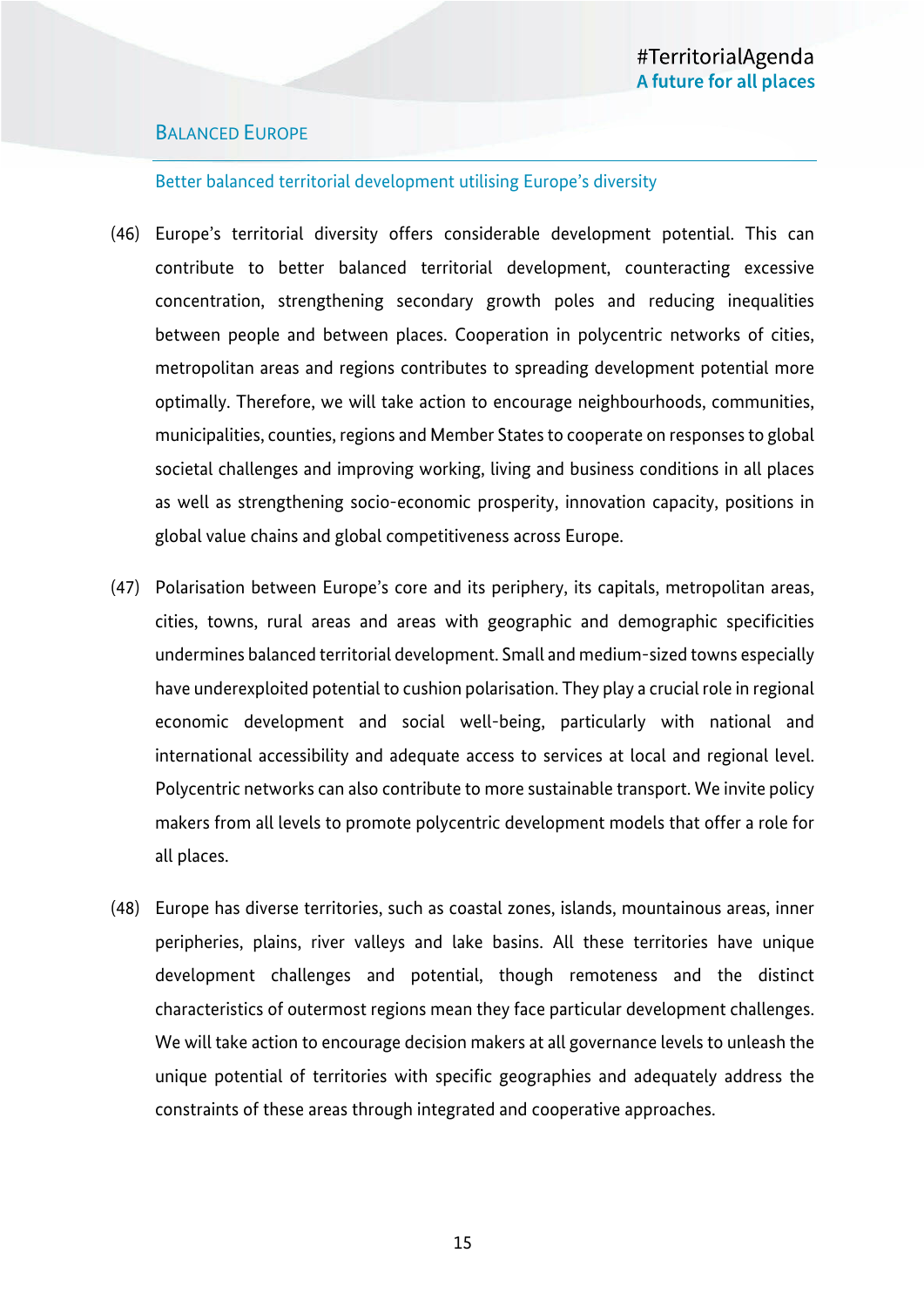## Balanced Europe

### Better balanced territorial development utilising Europe's diversity

(46) Europe's territorial diversity offers considerable development potential. This can contribute to better balanced territorial development, counteracting excessive concentration, strengthening secondary growth poles and reducing inequalities between people and between places. Cooperation in polycentric networks of cities, metropolitan areas and regions contributes to spreading development potential more optimally. Therefore, we will take action to encourage neighbourhoods, communities, municipalities, counties, regions and Member States to cooperate on responses to global societal challenges and improving working, living and business conditions in all places as well as strengthening socio-economic prosperity, innovation capacity, positions in global value chains and global competitiveness across Europe.

(47) Polarisation between Europe's core and its periphery, its capitals, metropolitan areas, cities, towns, rural areas and areas with geographic and demographic specificities undermines balanced territorial development. Small and medium-sized towns especially have underexploited potential to cushion polarisation. They play a crucial role in regional economic development and social well-being, particularly with national and international accessibility and adequate access to services at local and regional level. Polycentric networks can also contribute to more sustainable transport. We invite policy makers from all levels to promote polycentric development models that offer a role for all places.

(48) Europe has diverse territories, such as coastal zones, islands, mountainous areas, inner peripheries, plains, river valleys and lake basins. All these territories have unique development challenges and potential, though remoteness and the distinct characteristics of outermost regions mean they face particular development challenges. We will take action to encourage decision makers at all governance levels to unleash the unique potential of territories with specific geographies and adequately address the constraints of these areas through integrated and cooperative approaches.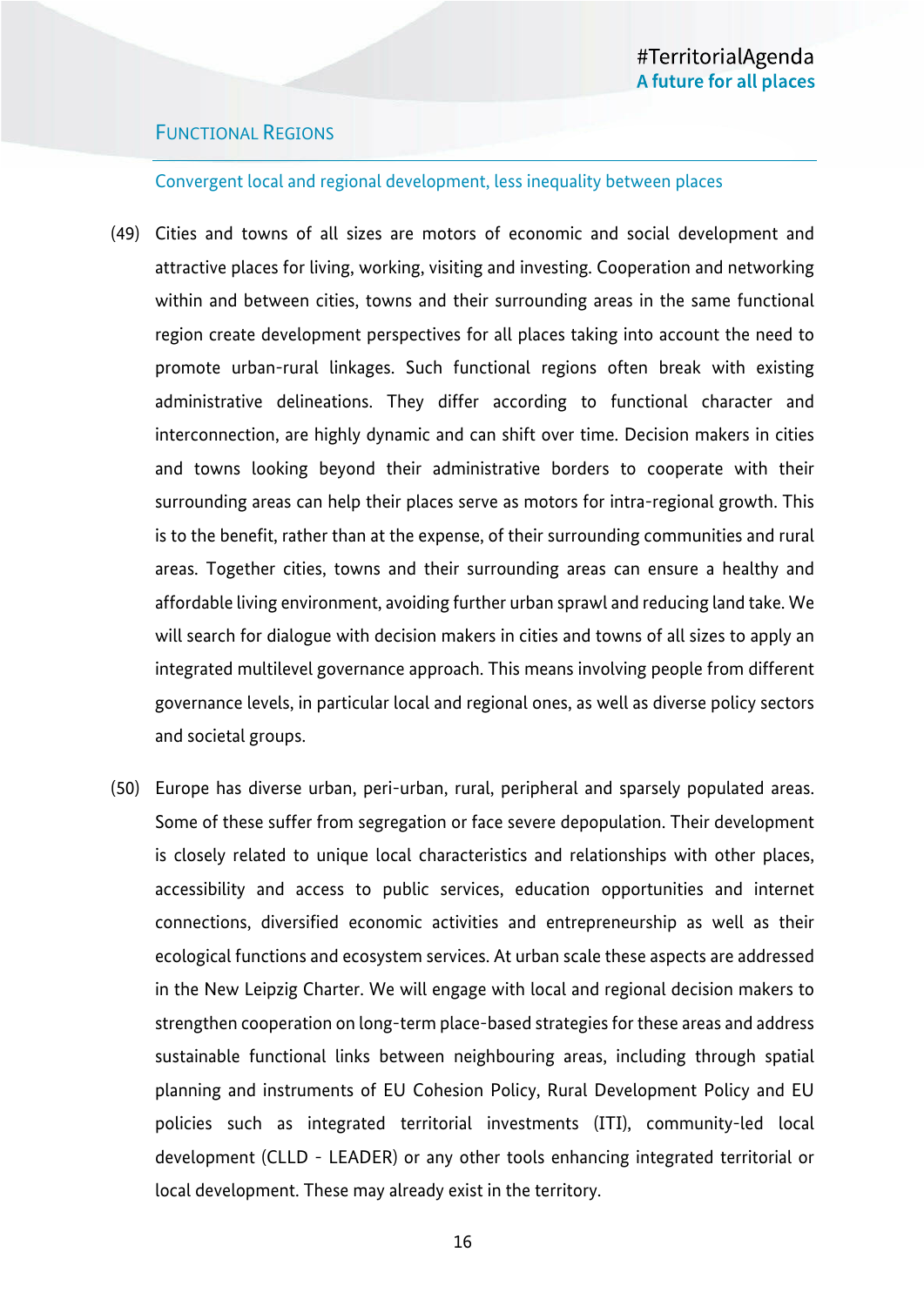## Functional Regions

### Convergent local and regional development, less inequality between places

(49) Cities and towns of all sizes are motors of economic and social development and attractive places for living, working, visiting and investing. Cooperation and networking within and between cities, towns and their surrounding areas in the same functional region create development perspectives for all places taking into account the need to promote urban-rural linkages. Such functional regions often break with existing administrative delineations. They differ according to functional character and interconnection, are highly dynamic and can shift over time. Decision makers in cities and towns looking beyond their administrative borders to cooperate with their surrounding areas can help their places serve as motors for intra-regional growth. This is to the benefit, rather than at the expense, of their surrounding communities and rural areas. Together cities, towns and their surrounding areas can ensure a healthy and affordable living environment, avoiding further urban sprawl and reducing land take. We will search for dialogue with decision makers in cities and towns of all sizes to apply an integrated multilevel governance approach. This means involving people from different governance levels, in particular local and regional ones, as well as diverse policy sectors and societal groups.

(50) Europe has diverse urban, peri-urban, rural, peripheral and sparsely populated areas. Some of these suffer from segregation or face severe depopulation. Their development is closely related to unique local characteristics and relationships with other places, accessibility and access to public services, education opportunities and internet connections, diversified economic activities and entrepreneurship as well as their ecological functions and ecosystem services. At urban scale these aspects are addressed in the New Leipzig Charter. We will engage with local and regional decision makers to strengthen cooperation on long-term place-based strategies for these areas and address sustainable functional links between neighbouring areas, including through spatial planning and instruments of EU Cohesion Policy, Rural Development Policy and EU policies such as integrated territorial investments (ITI), community-led local development (CLLD - LEADER) or any other tools enhancing integrated territorial or local development. These may already exist in the territory.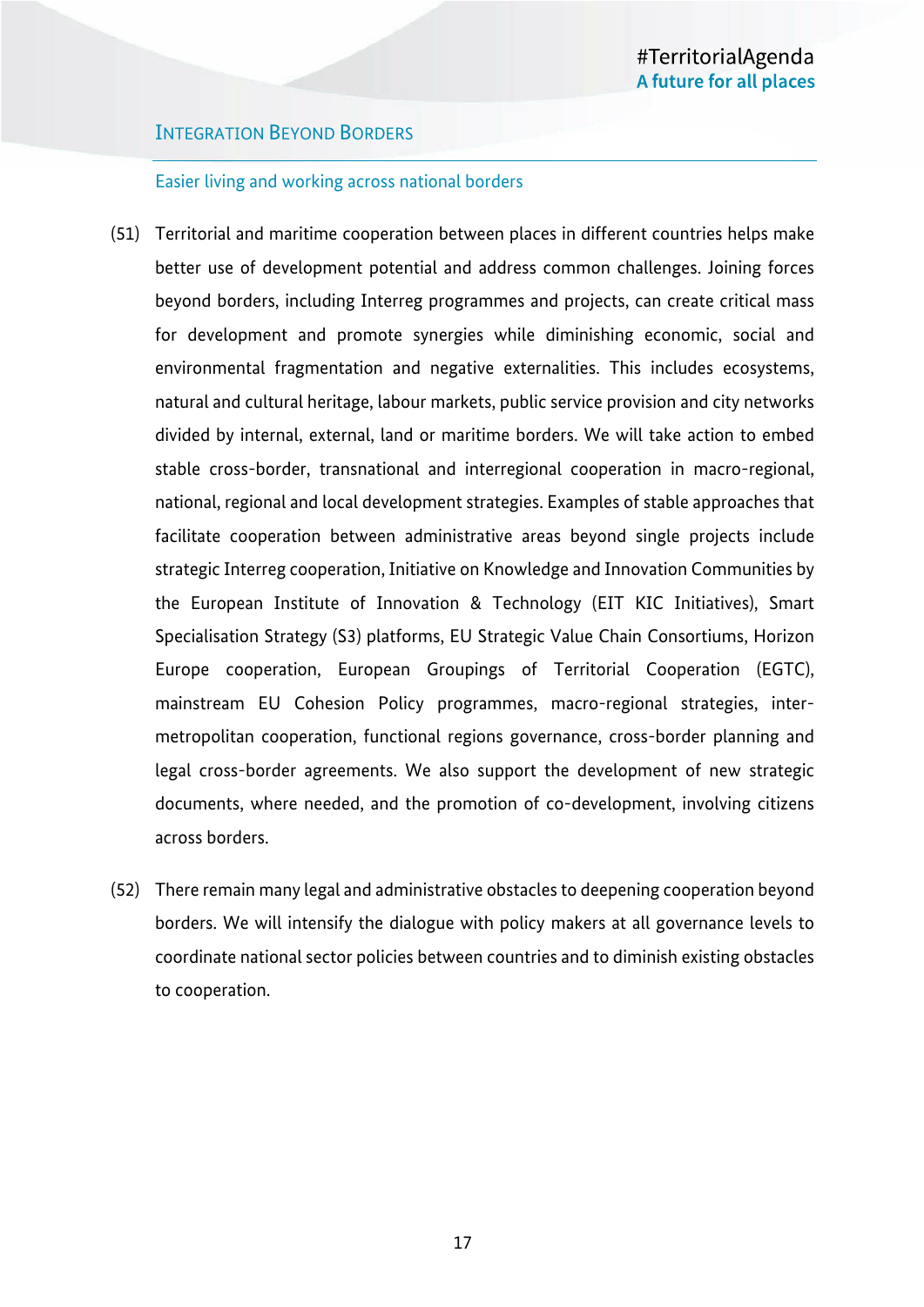## INTEGRATION BEYOND BORDERS

### Easier living and working across national borders

(51) Territorial and maritime cooperation between places in different countries helps make better use of development potential and address common challenges. Joining forces beyond borders, including Interreg programmes and projects, can create critical mass for development and promote synergies while diminishing economic, social and environmental fragmentation and negative externalities. This includes ecosystems, natural and cultural heritage, labour markets, public service provision and city networks divided by internal, external, land or maritime borders. We will take action to embed stable cross-border, transnational and interregional cooperation in macro-regional, national, regional and local development strategies. Examples of stable approaches that facilitate cooperation between administrative areas beyond single projects include strategic Interreg cooperation, Initiative on Knowledge and Innovation Communities by the European Institute of Innovation & Technology (EIT KIC Initiatives), Smart Specialisation Strategy (S3) platforms, EU Strategic Value Chain Consortiums, Horizon Europe cooperation, European Groupings of Territorial Cooperation (EGTC), mainstream EU Cohesion Policy programmes, macro-regional strategies, inter-metropolitan cooperation, functional regions governance, cross-border planning and legal cross-border agreements. We also support the development of new strategic documents, where needed, and the promotion of co-development, involving citizens across borders.

(52) There remain many legal and administrative obstacles to deepening cooperation beyond borders. We will intensify the dialogue with policy makers at all governance levels to coordinate national sector policies between countries and to diminish existing obstacles to cooperation.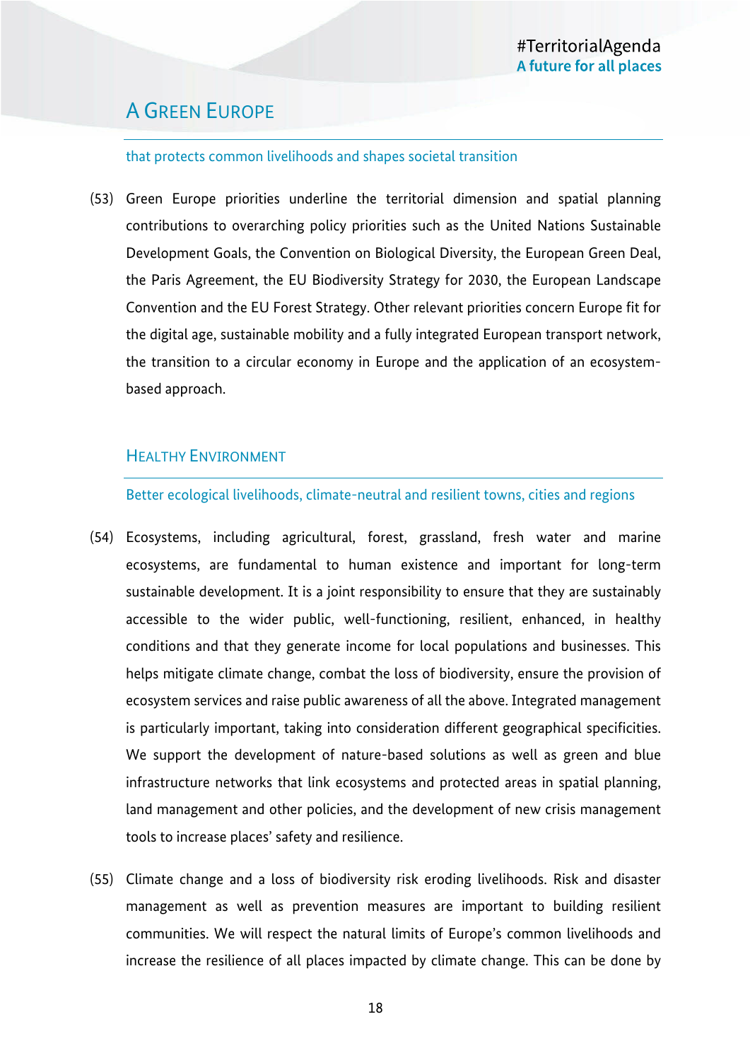## A Green Europe

that protects common livelihoods and shapes societal transition

(53) Green Europe priorities underline the territorial dimension and spatial planning contributions to overarching policy priorities such as the United Nations Sustainable Development Goals, the Convention on Biological Diversity, the European Green Deal, the Paris Agreement, the EU Biodiversity Strategy for 2030, the European Landscape Convention and the EU Forest Strategy. Other relevant priorities concern Europe fit for the digital age, sustainable mobility and a fully integrated European transport network, the transition to a circular economy in Europe and the application of an ecosystem-based approach.

### Healthy Environment

Better ecological livelihoods, climate-neutral and resilient towns, cities and regions

(54) Ecosystems, including agricultural, forest, grassland, fresh water and marine ecosystems, are fundamental to human existence and important for long-term sustainable development. It is a joint responsibility to ensure that they are sustainably accessible to the wider public, well-functioning, resilient, enhanced, in healthy conditions and that they generate income for local populations and businesses. This helps mitigate climate change, combat the loss of biodiversity, ensure the provision of ecosystem services and raise public awareness of all the above. Integrated management is particularly important, taking into consideration different geographical specificities. We support the development of nature-based solutions as well as green and blue infrastructure networks that link ecosystems and protected areas in spatial planning, land management and other policies, and the development of new crisis management tools to increase places' safety and resilience.

(55) Climate change and a loss of biodiversity risk eroding livelihoods. Risk and disaster management as well as prevention measures are important to building resilient communities. We will respect the natural limits of Europe's common livelihoods and increase the resilience of all places impacted by climate change. This can be done by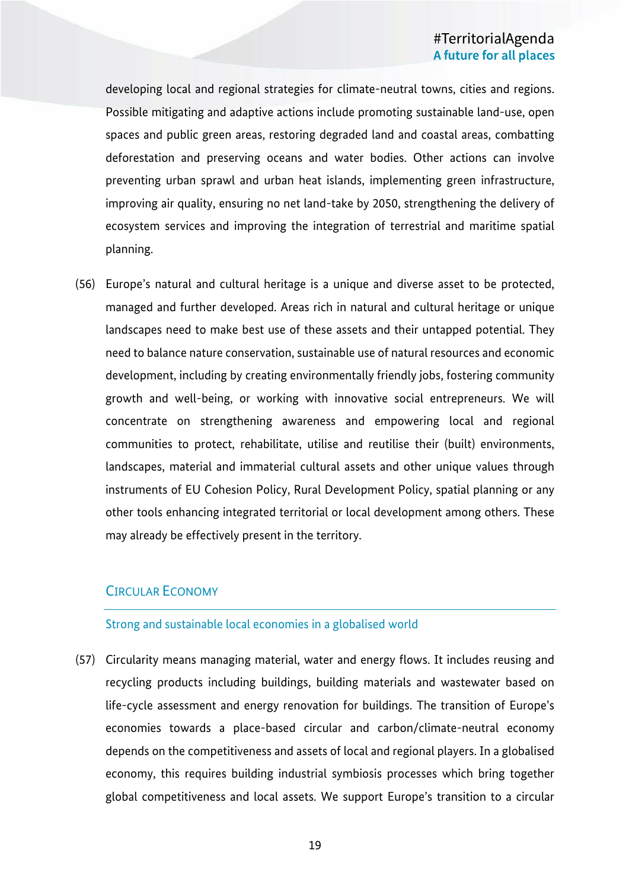developing local and regional strategies for climate-neutral towns, cities and regions. Possible mitigating and adaptive actions include promoting sustainable land-use, open spaces and public green areas, restoring degraded land and coastal areas, combatting deforestation and preserving oceans and water bodies. Other actions can involve preventing urban sprawl and urban heat islands, implementing green infrastructure, improving air quality, ensuring no net land-take by 2050, strengthening the delivery of ecosystem services and improving the integration of terrestrial and maritime spatial planning.

(56) Europe's natural and cultural heritage is a unique and diverse asset to be protected, managed and further developed. Areas rich in natural and cultural heritage or unique landscapes need to make best use of these assets and their untapped potential. They need to balance nature conservation, sustainable use of natural resources and economic development, including by creating environmentally friendly jobs, fostering community growth and well-being, or working with innovative social entrepreneurs. We will concentrate on strengthening awareness and empowering local and regional communities to protect, rehabilitate, utilise and reutilise their (built) environments, landscapes, material and immaterial cultural assets and other unique values through instruments of EU Cohesion Policy, Rural Development Policy, spatial planning or any other tools enhancing integrated territorial or local development among others. These may already be effectively present in the territory.

## Circular Economy

### Strong and sustainable local economies in a globalised world

(57) Circularity means managing material, water and energy flows. It includes reusing and recycling products including buildings, building materials and wastewater based on life-cycle assessment and energy renovation for buildings. The transition of Europe's economies towards a place-based circular and carbon/climate-neutral economy depends on the competitiveness and assets of local and regional players. In a globalised economy, this requires building industrial symbiosis processes which bring together global competitiveness and local assets. We support Europe's transition to a circular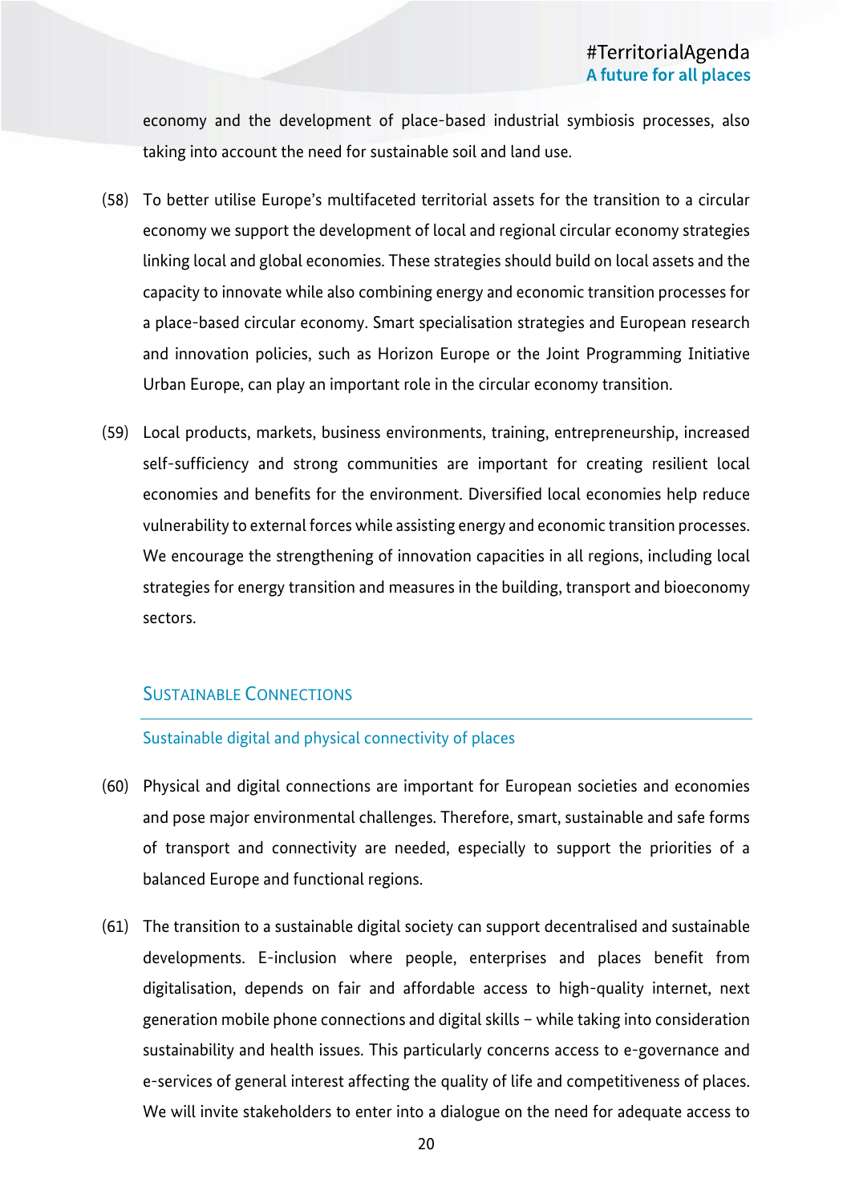economy and the development of place-based industrial symbiosis processes, also taking into account the need for sustainable soil and land use.

(58) To better utilise Europe's multifaceted territorial assets for the transition to a circular economy we support the development of local and regional circular economy strategies linking local and global economies. These strategies should build on local assets and the capacity to innovate while also combining energy and economic transition processes for a place-based circular economy. Smart specialisation strategies and European research and innovation policies, such as Horizon Europe or the Joint Programming Initiative Urban Europe, can play an important role in the circular economy transition.

(59) Local products, markets, business environments, training, entrepreneurship, increased self-sufficiency and strong communities are important for creating resilient local economies and benefits for the environment. Diversified local economies help reduce vulnerability to external forces while assisting energy and economic transition processes. We encourage the strengthening of innovation capacities in all regions, including local strategies for energy transition and measures in the building, transport and bioeconomy sectors.

## Sustainable Connections

### Sustainable digital and physical connectivity of places

(60) Physical and digital connections are important for European societies and economies and pose major environmental challenges. Therefore, smart, sustainable and safe forms of transport and connectivity are needed, especially to support the priorities of a balanced Europe and functional regions.

(61) The transition to a sustainable digital society can support decentralised and sustainable developments. E-inclusion where people, enterprises and places benefit from digitalisation, depends on fair and affordable access to high-quality internet, next generation mobile phone connections and digital skills – while taking into consideration sustainability and health issues. This particularly concerns access to e-governance and e-services of general interest affecting the quality of life and competitiveness of places. We will invite stakeholders to enter into a dialogue on the need for adequate access to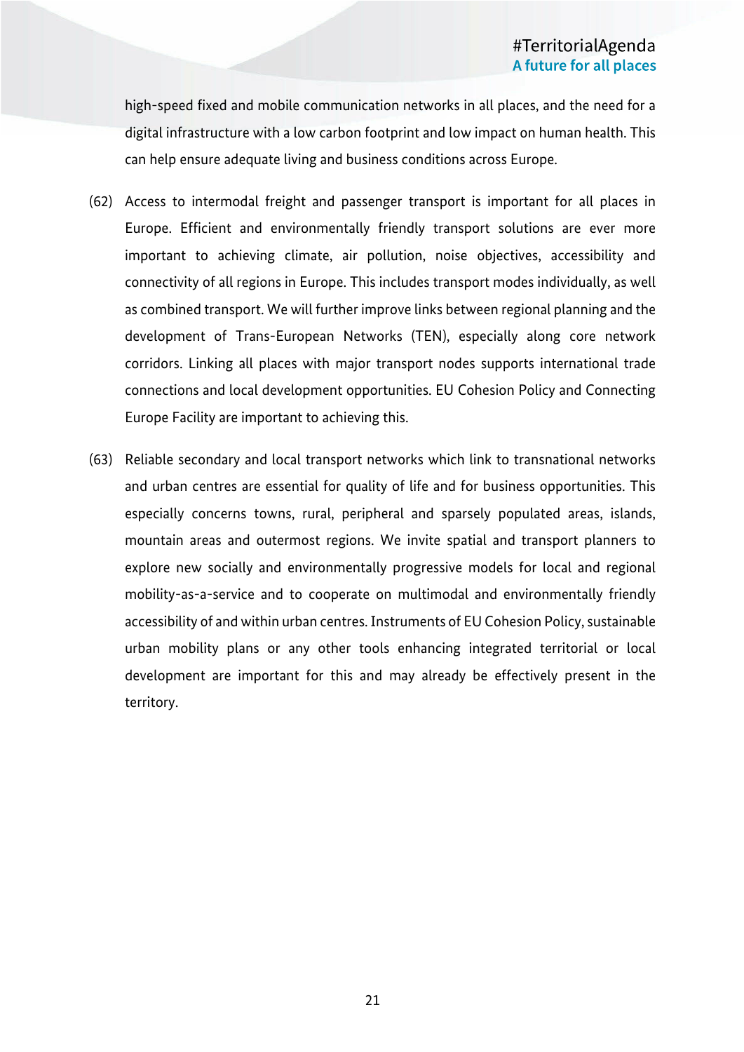high-speed fixed and mobile communication networks in all places, and the need for a digital infrastructure with a low carbon footprint and low impact on human health. This can help ensure adequate living and business conditions across Europe.

(62) Access to intermodal freight and passenger transport is important for all places in Europe. Efficient and environmentally friendly transport solutions are ever more important to achieving climate, air pollution, noise objectives, accessibility and connectivity of all regions in Europe. This includes transport modes individually, as well as combined transport. We will further improve links between regional planning and the development of Trans-European Networks (TEN), especially along core network corridors. Linking all places with major transport nodes supports international trade connections and local development opportunities. EU Cohesion Policy and Connecting Europe Facility are important to achieving this.

(63) Reliable secondary and local transport networks which link to transnational networks and urban centres are essential for quality of life and for business opportunities. This especially concerns towns, rural, peripheral and sparsely populated areas, islands, mountain areas and outermost regions. We invite spatial and transport planners to explore new socially and environmentally progressive models for local and regional mobility-as-a-service and to cooperate on multimodal and environmentally friendly accessibility of and within urban centres. Instruments of EU Cohesion Policy, sustainable urban mobility plans or any other tools enhancing integrated territorial or local development are important for this and may already be effectively present in the territory.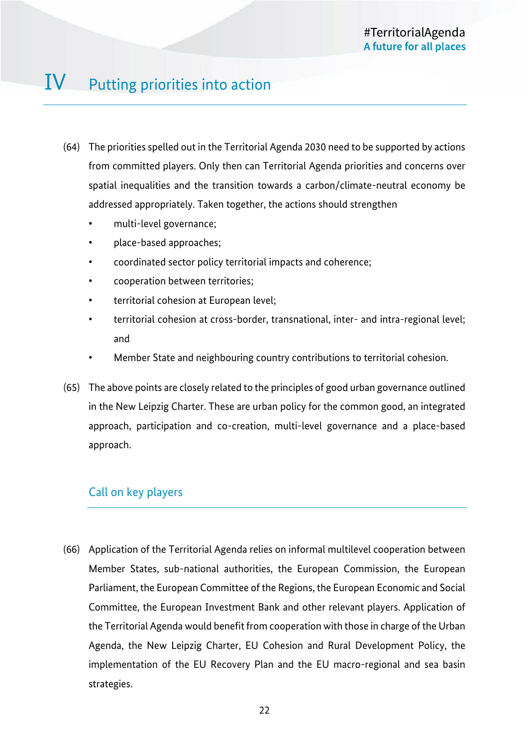# IV Putting priorities into action

(64) The priorities spelled out in the Territorial Agenda 2030 need to be supported by actions from committed players. Only then can Territorial Agenda priorities and concerns over spatial inequalities and the transition towards a carbon/climate-neutral economy be addressed appropriately. Taken together, the actions should strengthen

- multi-level governance;
- place-based approaches;
- coordinated sector policy territorial impacts and coherence;
- cooperation between territories;
- territorial cohesion at European level;
- territorial cohesion at cross-border, transnational, inter- and intra-regional level; and
- Member State and neighbouring country contributions to territorial cohesion.

(65) The above points are closely related to the principles of good urban governance outlined in the New Leipzig Charter. These are urban policy for the common good, an integrated approach, participation and co-creation, multi-level governance and a place-based approach.

## Call on key players

(66) Application of the Territorial Agenda relies on informal multilevel cooperation between Member States, sub-national authorities, the European Commission, the European Parliament, the European Committee of the Regions, the European Economic and Social Committee, the European Investment Bank and other relevant players. Application of the Territorial Agenda would benefit from cooperation with those in charge of the Urban Agenda, the New Leipzig Charter, EU Cohesion and Rural Development Policy, the implementation of the EU Recovery Plan and the EU macro-regional and sea basin strategies.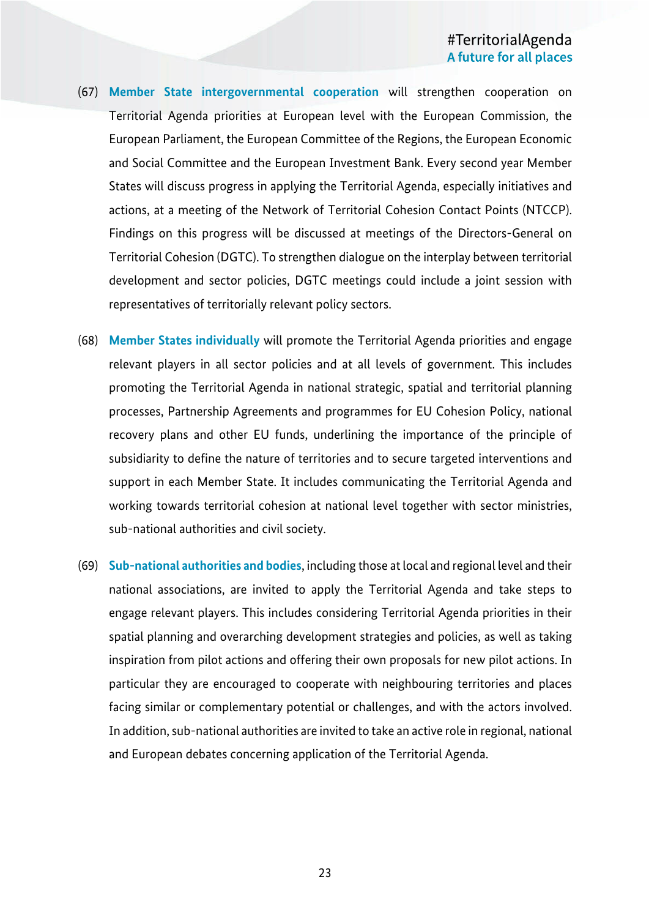(67) **Member State intergovernmental cooperation** will strengthen cooperation on Territorial Agenda priorities at European level with the European Commission, the European Parliament, the European Committee of the Regions, the European Economic and Social Committee and the European Investment Bank. Every second year Member States will discuss progress in applying the Territorial Agenda, especially initiatives and actions, at a meeting of the Network of Territorial Cohesion Contact Points (NTCCP). Findings on this progress will be discussed at meetings of the Directors-General on Territorial Cohesion (DGTC). To strengthen dialogue on the interplay between territorial development and sector policies, DGTC meetings could include a joint session with representatives of territorially relevant policy sectors.

(68) **Member States individually** will promote the Territorial Agenda priorities and engage relevant players in all sector policies and at all levels of government. This includes promoting the Territorial Agenda in national strategic, spatial and territorial planning processes, Partnership Agreements and programmes for EU Cohesion Policy, national recovery plans and other EU funds, underlining the importance of the principle of subsidiarity to define the nature of territories and to secure targeted interventions and support in each Member State. It includes communicating the Territorial Agenda and working towards territorial cohesion at national level together with sector ministries, sub-national authorities and civil society.

(69) **Sub-national authorities and bodies**, including those at local and regional level and their national associations, are invited to apply the Territorial Agenda and take steps to engage relevant players. This includes considering Territorial Agenda priorities in their spatial planning and overarching development strategies and policies, as well as taking inspiration from pilot actions and offering their own proposals for new pilot actions. In particular they are encouraged to cooperate with neighbouring territories and places facing similar or complementary potential or challenges, and with the actors involved. In addition, sub-national authorities are invited to take an active role in regional, national and European debates concerning application of the Territorial Agenda.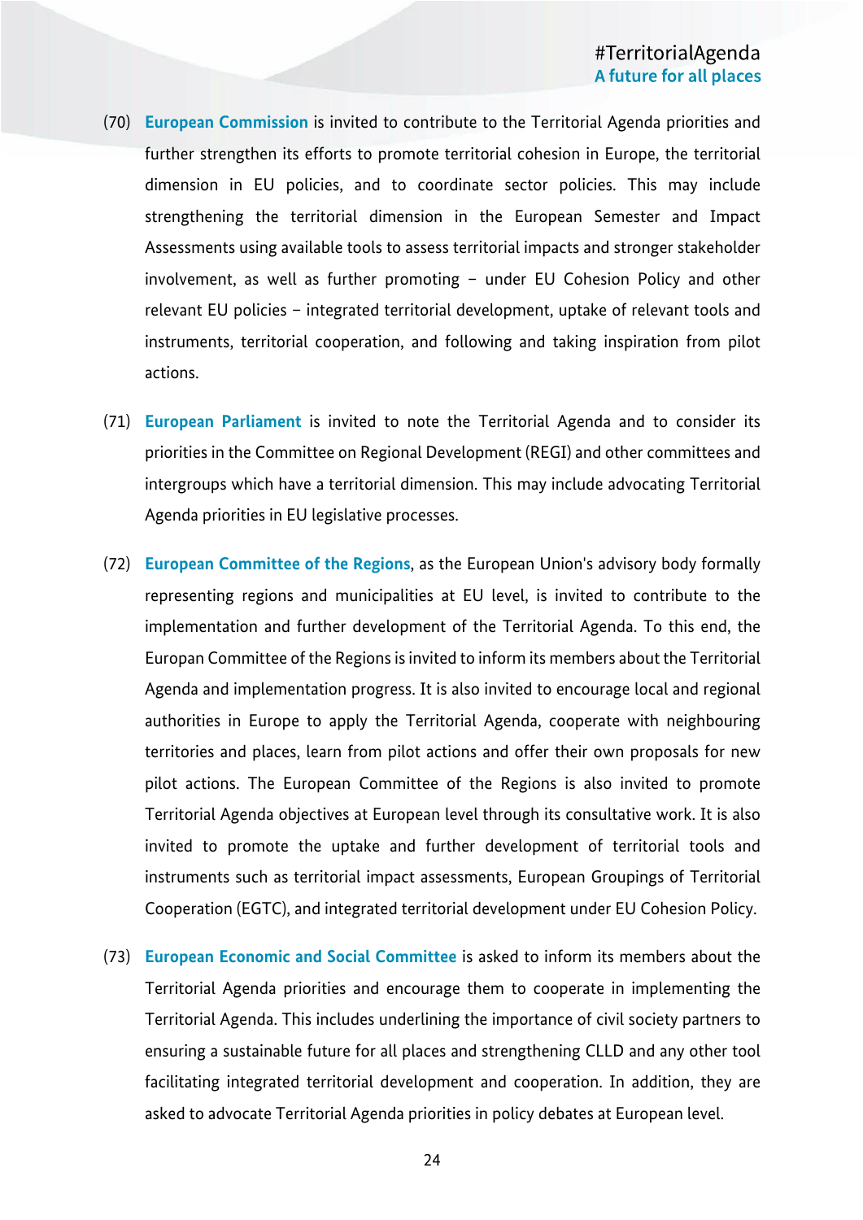(70) **European Commission** is invited to contribute to the Territorial Agenda priorities and further strengthen its efforts to promote territorial cohesion in Europe, the territorial dimension in EU policies, and to coordinate sector policies. This may include strengthening the territorial dimension in the European Semester and Impact Assessments using available tools to assess territorial impacts and stronger stakeholder involvement, as well as further promoting – under EU Cohesion Policy and other relevant EU policies – integrated territorial development, uptake of relevant tools and instruments, territorial cooperation, and following and taking inspiration from pilot actions.

(71) **European Parliament** is invited to note the Territorial Agenda and to consider its priorities in the Committee on Regional Development (REGI) and other committees and intergroups which have a territorial dimension. This may include advocating Territorial Agenda priorities in EU legislative processes.

(72) **European Committee of the Regions**, as the European Union's advisory body formally representing regions and municipalities at EU level, is invited to contribute to the implementation and further development of the Territorial Agenda. To this end, the Europan Committee of the Regions is invited to inform its members about the Territorial Agenda and implementation progress. It is also invited to encourage local and regional authorities in Europe to apply the Territorial Agenda, cooperate with neighbouring territories and places, learn from pilot actions and offer their own proposals for new pilot actions. The European Committee of the Regions is also invited to promote Territorial Agenda objectives at European level through its consultative work. It is also invited to promote the uptake and further development of territorial tools and instruments such as territorial impact assessments, European Groupings of Territorial Cooperation (EGTC), and integrated territorial development under EU Cohesion Policy.

(73) **European Economic and Social Committee** is asked to inform its members about the Territorial Agenda priorities and encourage them to cooperate in implementing the Territorial Agenda. This includes underlining the importance of civil society partners to ensuring a sustainable future for all places and strengthening CLLD and any other tool facilitating integrated territorial development and cooperation. In addition, they are asked to advocate Territorial Agenda priorities in policy debates at European level.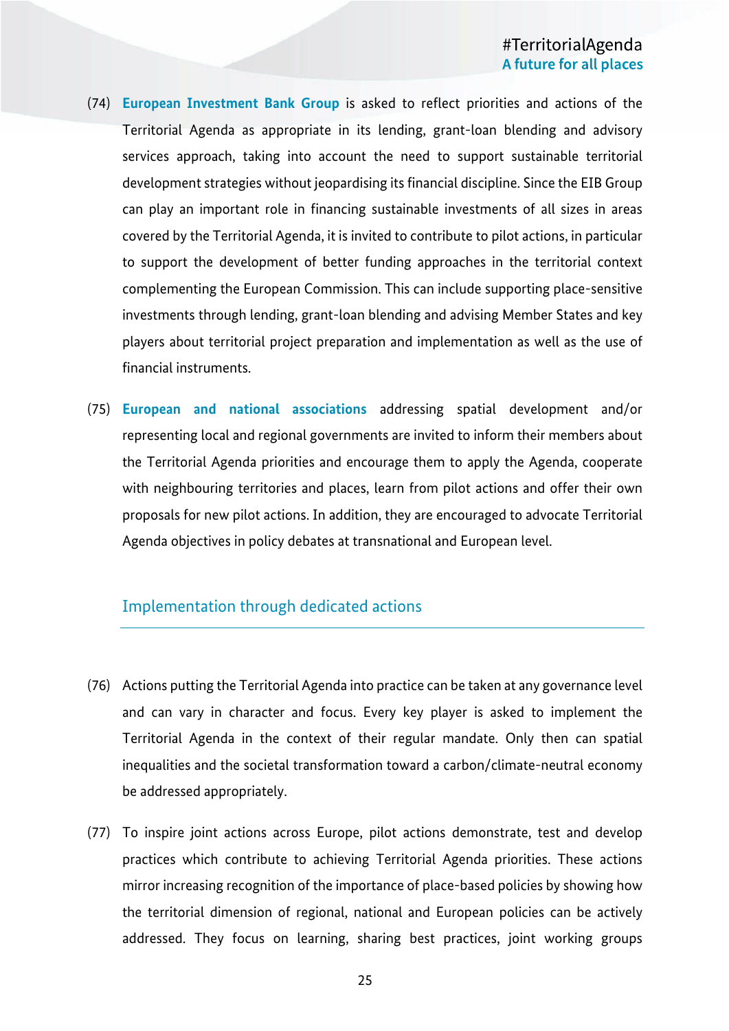(74) **European Investment Bank Group** is asked to reflect priorities and actions of the Territorial Agenda as appropriate in its lending, grant-loan blending and advisory services approach, taking into account the need to support sustainable territorial development strategies without jeopardising its financial discipline. Since the EIB Group can play an important role in financing sustainable investments of all sizes in areas covered by the Territorial Agenda, it is invited to contribute to pilot actions, in particular to support the development of better funding approaches in the territorial context complementing the European Commission. This can include supporting place-sensitive investments through lending, grant-loan blending and advising Member States and key players about territorial project preparation and implementation as well as the use of financial instruments.

(75) **European and national associations** addressing spatial development and/or representing local and regional governments are invited to inform their members about the Territorial Agenda priorities and encourage them to apply the Agenda, cooperate with neighbouring territories and places, learn from pilot actions and offer their own proposals for new pilot actions. In addition, they are encouraged to advocate Territorial Agenda objectives in policy debates at transnational and European level.

## Implementation through dedicated actions

(76) Actions putting the Territorial Agenda into practice can be taken at any governance level and can vary in character and focus. Every key player is asked to implement the Territorial Agenda in the context of their regular mandate. Only then can spatial inequalities and the societal transformation toward a carbon/climate-neutral economy be addressed appropriately.

(77) To inspire joint actions across Europe, pilot actions demonstrate, test and develop practices which contribute to achieving Territorial Agenda priorities. These actions mirror increasing recognition of the importance of place-based policies by showing how the territorial dimension of regional, national and European policies can be actively addressed. They focus on learning, sharing best practices, joint working groups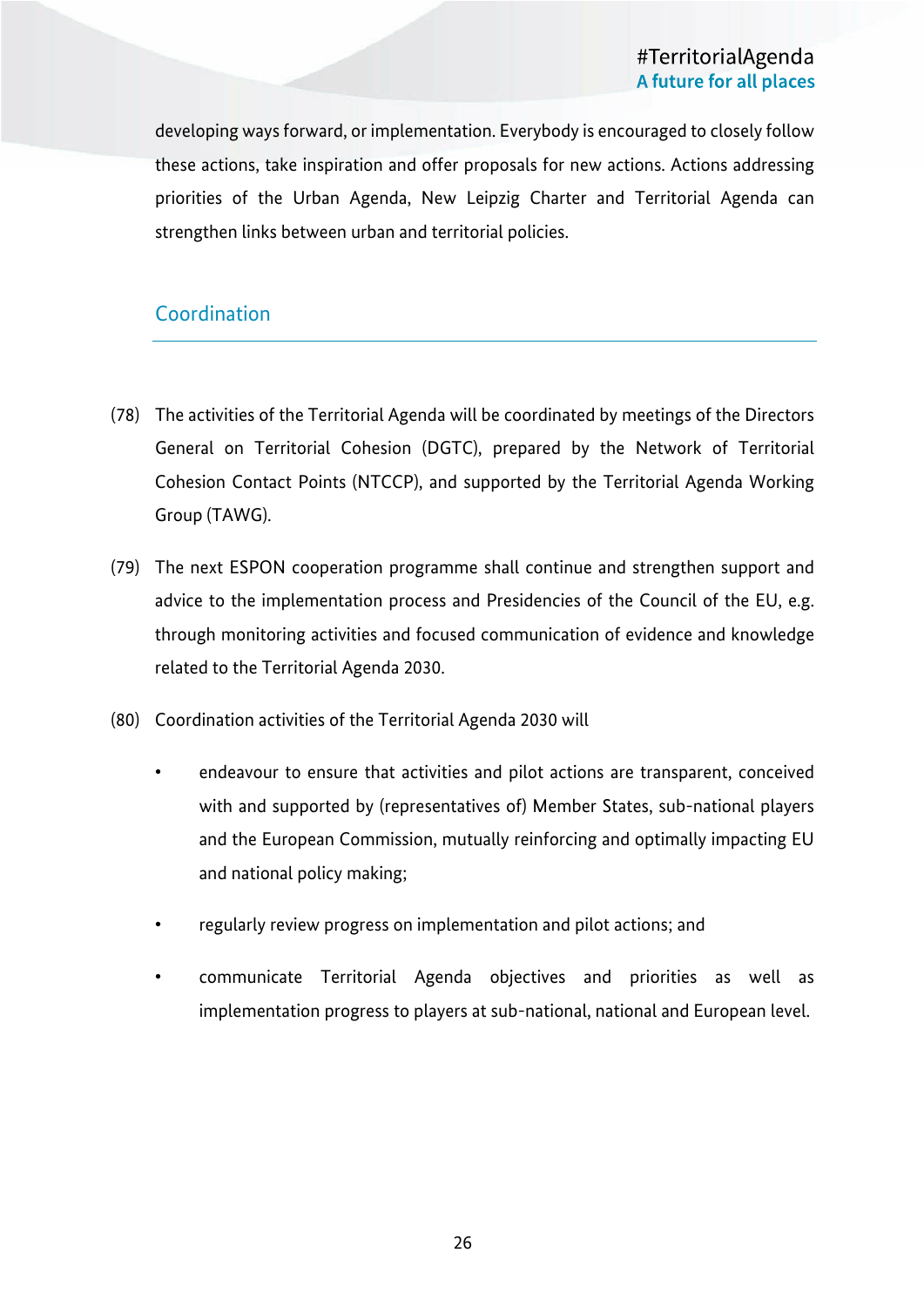developing ways forward, or implementation. Everybody is encouraged to closely follow these actions, take inspiration and offer proposals for new actions. Actions addressing priorities of the Urban Agenda, New Leipzig Charter and Territorial Agenda can strengthen links between urban and territorial policies.

## Coordination

(78) The activities of the Territorial Agenda will be coordinated by meetings of the Directors General on Territorial Cohesion (DGTC), prepared by the Network of Territorial Cohesion Contact Points (NTCCP), and supported by the Territorial Agenda Working Group (TAWG).

(79) The next ESPON cooperation programme shall continue and strengthen support and advice to the implementation process and Presidencies of the Council of the EU, e.g. through monitoring activities and focused communication of evidence and knowledge related to the Territorial Agenda 2030.

(80) Coordination activities of the Territorial Agenda 2030 will

- endeavour to ensure that activities and pilot actions are transparent, conceived with and supported by (representatives of) Member States, sub-national players and the European Commission, mutually reinforcing and optimally impacting EU and national policy making;
- regularly review progress on implementation and pilot actions; and
- communicate Territorial Agenda objectives and priorities as well as implementation progress to players at sub-national, national and European level.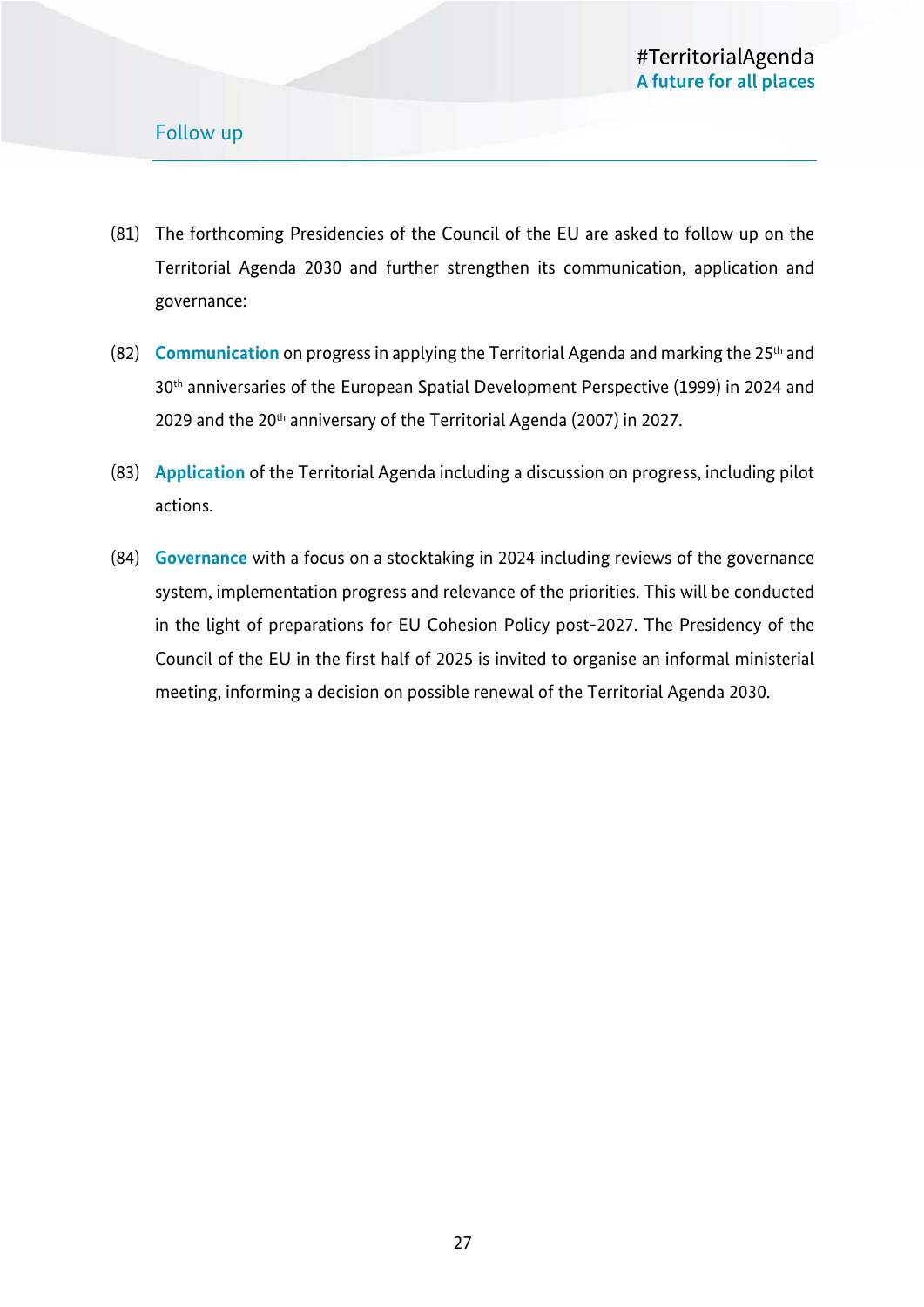## Follow up

(81) The forthcoming Presidencies of the Council of the EU are asked to follow up on the Territorial Agenda 2030 and further strengthen its communication, application and governance:

(82) **Communication** on progress in applying the Territorial Agenda and marking the 25th and 30th anniversaries of the European Spatial Development Perspective (1999) in 2024 and 2029 and the 20th anniversary of the Territorial Agenda (2007) in 2027.

(83) **Application** of the Territorial Agenda including a discussion on progress, including pilot actions.

(84) **Governance** with a focus on a stocktaking in 2024 including reviews of the governance system, implementation progress and relevance of the priorities. This will be conducted in the light of preparations for EU Cohesion Policy post-2027. The Presidency of the Council of the EU in the first half of 2025 is invited to organise an informal ministerial meeting, informing a decision on possible renewal of the Territorial Agenda 2030.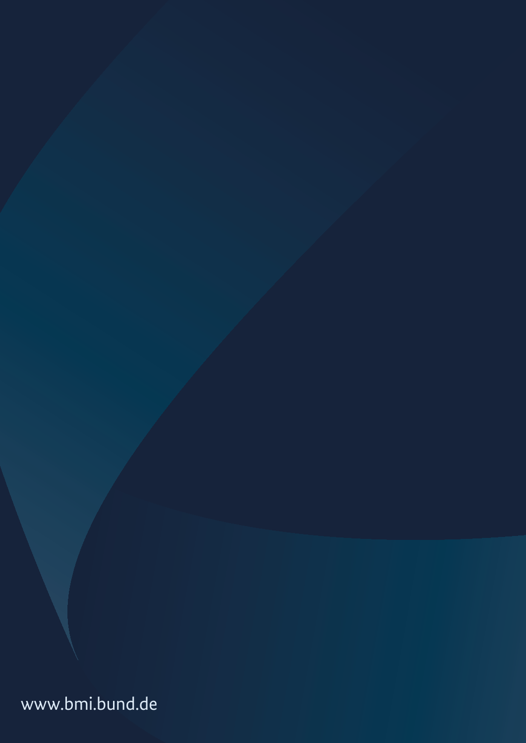www.bmi.bund.de